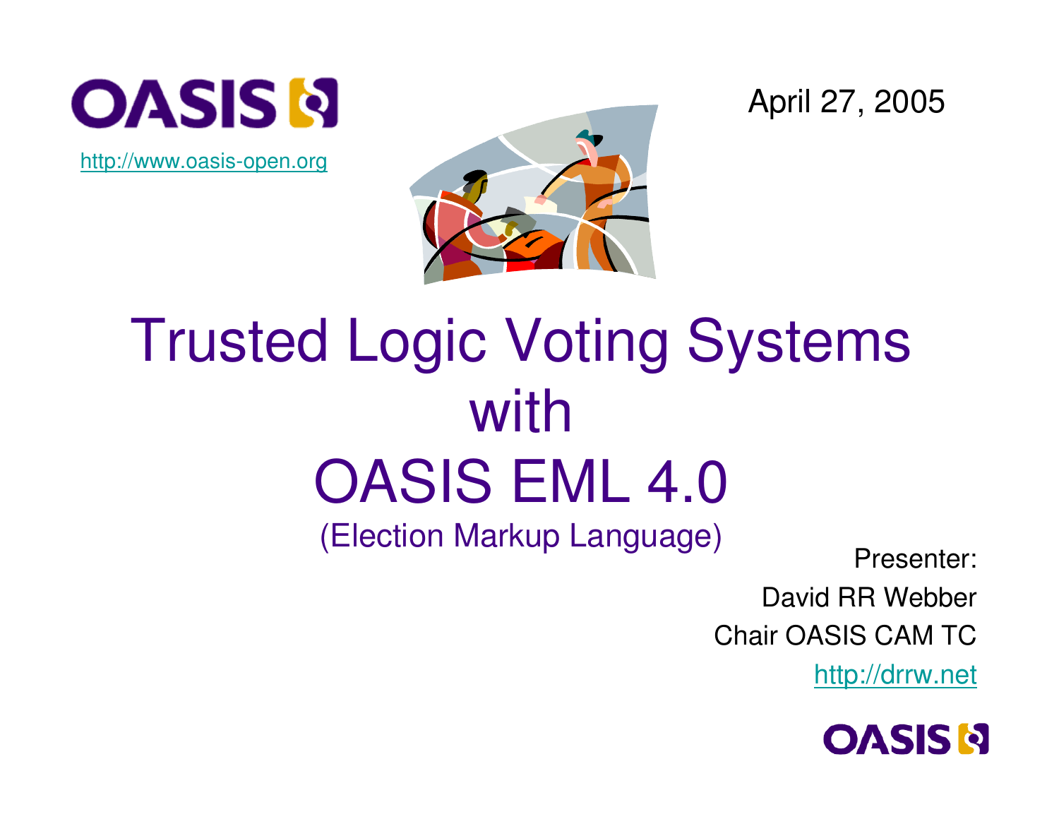OASIS

http://www.oasis-open.org

April 27, 2005

# Trusted Logic Voting Systems with OASIS EML 4.0

(Election Markup Language)

Presenter:

David RR Webber

Chair OASIS CAM TC

http://drrw.net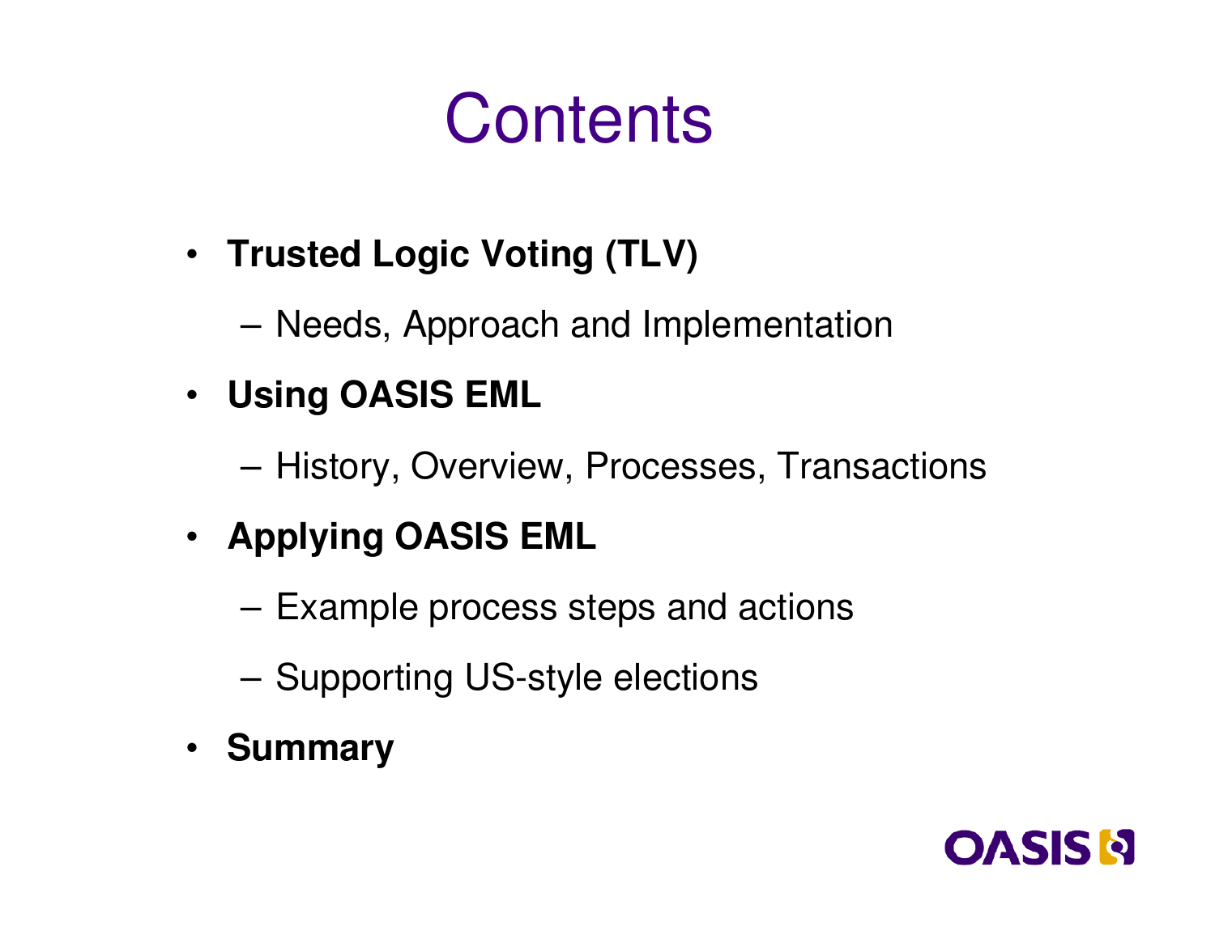# Contents

- **Trusted Logic Voting (TLV)**
  - Needs, Approach and Implementation
- **Using OASIS EML**
  - History, Overview, Processes, Transactions
- **Applying OASIS EML**
  - Example process steps and actions
  - Supporting US-style elections
- **Summary**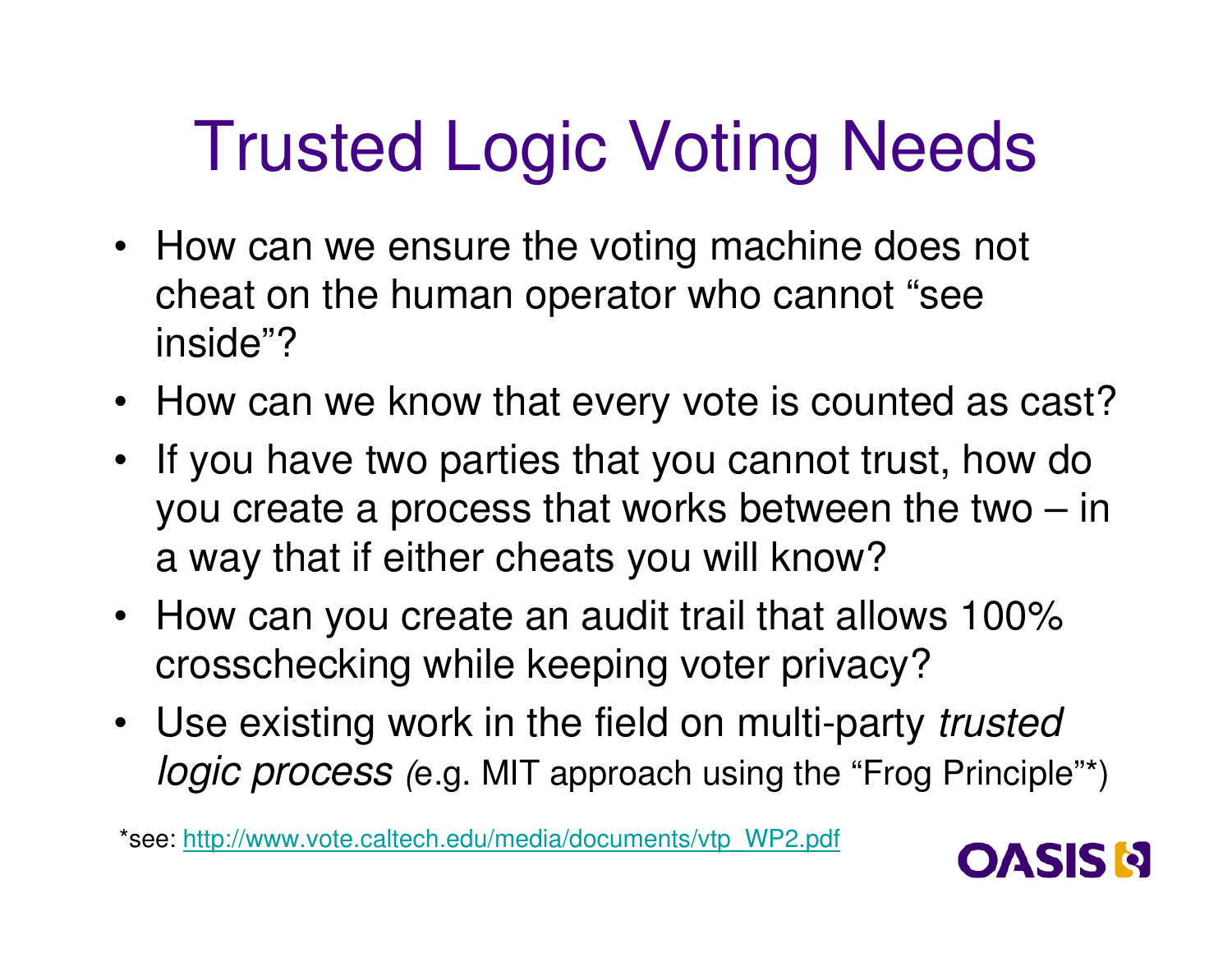# Trusted Logic Voting Needs

- How can we ensure the voting machine does not cheat on the human operator who cannot "see inside"?
- How can we know that every vote is counted as cast?
- If you have two parties that you cannot trust, how do you create a process that works between the two – in a way that if either cheats you will know?
- How can you create an audit trail that allows 100% crosschecking while keeping voter privacy?
- Use existing work in the field on multi-party *trusted logic process* (e.g. MIT approach using the "Frog Principle"*)

*see: http://www.vote.caltech.edu/media/documents/vtp_WP2.pdf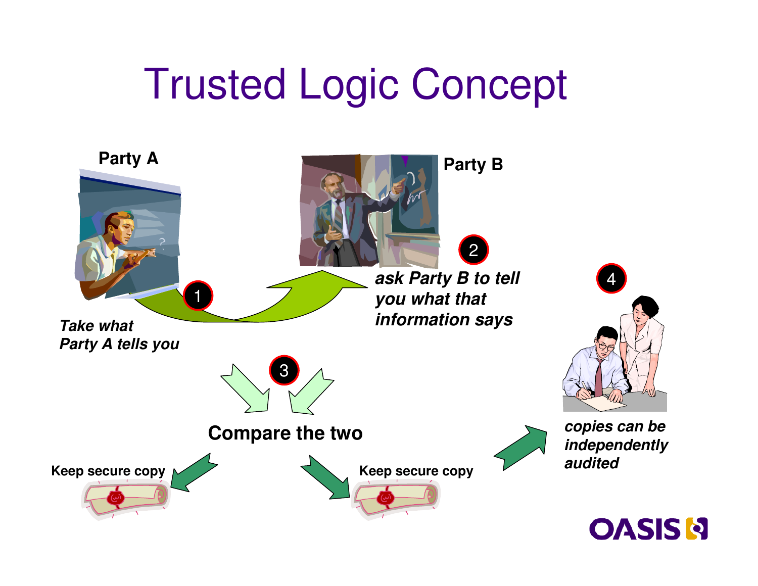# Trusted Logic Concept

**Party A**

**Party B**

1 *Take what Party A tells you*

2 *ask Party B to tell you what that information says*

3 **Compare the two**

**Keep secure copy**

**Keep secure copy**

4 *copies can be independently audited*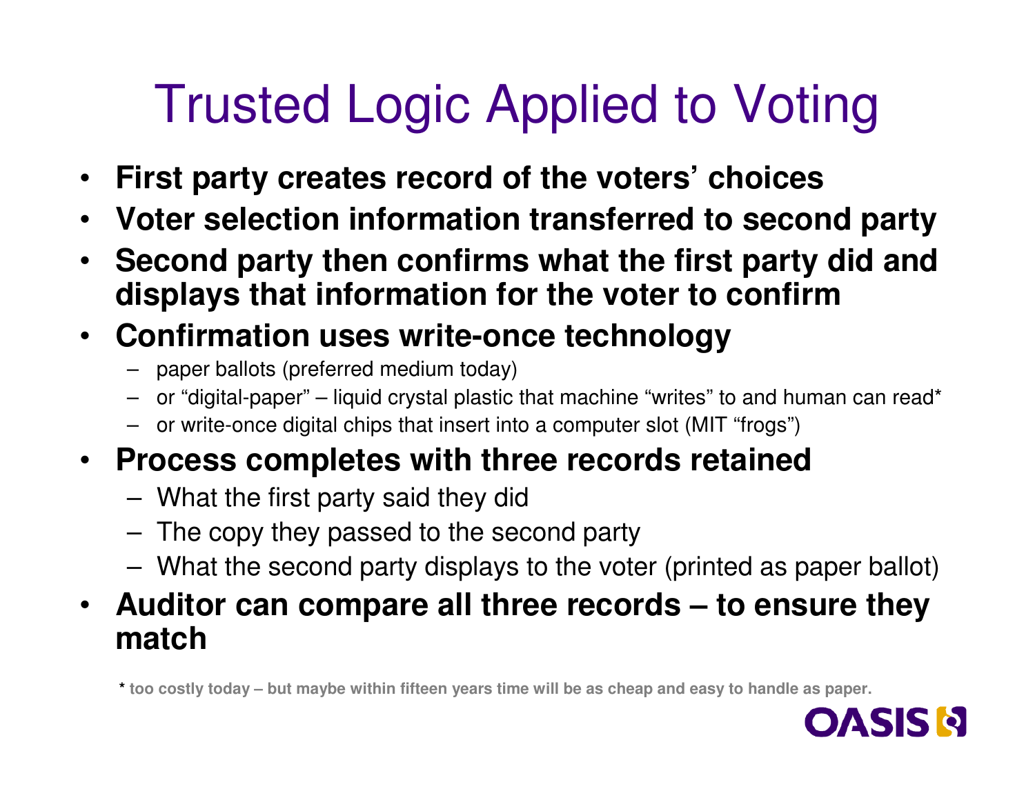# Trusted Logic Applied to Voting

- **First party creates record of the voters' choices**
- **Voter selection information transferred to second party**
- **Second party then confirms what the first party did and displays that information for the voter to confirm**
- **Confirmation uses write-once technology**
  - paper ballots (preferred medium today)
  - or "digital-paper" – liquid crystal plastic that machine "writes" to and human can read*
  - or write-once digital chips that insert into a computer slot (MIT "frogs")
- **Process completes with three records retained**
  - What the first party said they did
  - The copy they passed to the second party
  - What the second party displays to the voter (printed as paper ballot)
- **Auditor can compare all three records – to ensure they match**

**\* too costly today – but maybe within fifteen years time will be as cheap and easy to handle as paper.**

OASIS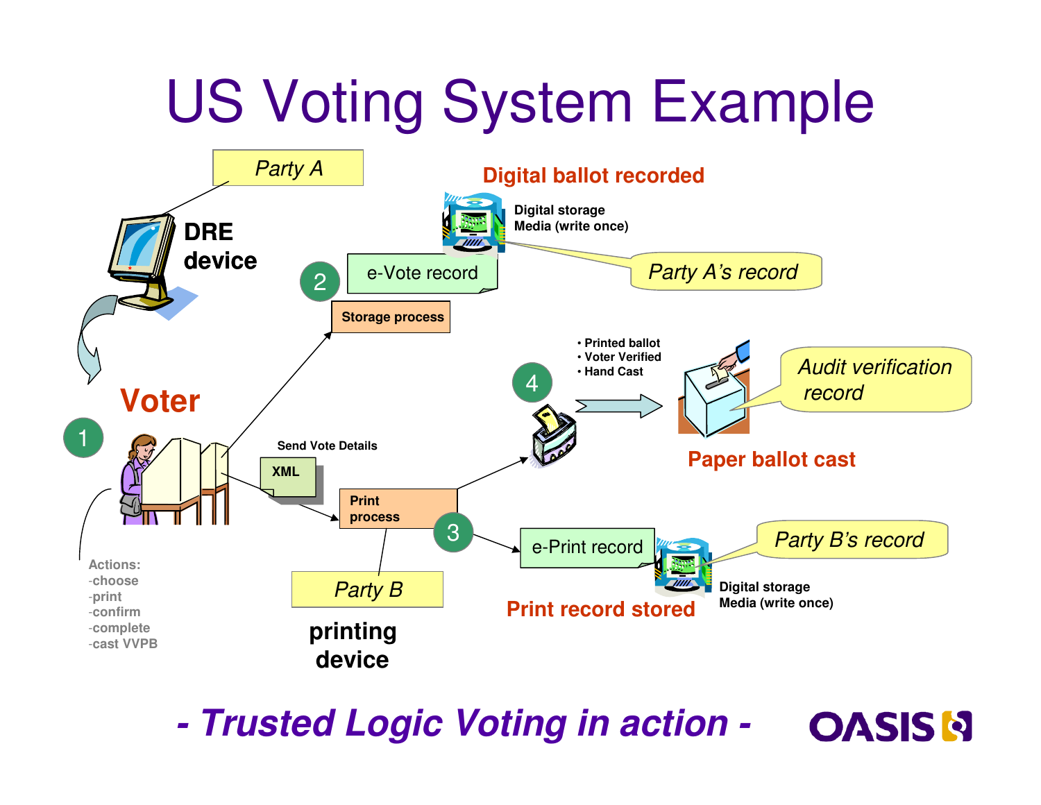# US Voting System Example

Party A

DRE device

Digital ballot recorded

Digital storage Media (write once)

2 e-Vote record

Party A's record

Storage process

- Printed ballot
- Voter Verified
- Hand Cast

4

Audit verification record

Voter

1

Send Vote Details

XML

Paper ballot cast

Print process

3 e-Print record

Party B's record

Actions:
- choose
- print
- confirm
- complete
- cast VVPB

Party B

printing device

Print record stored

Digital storage Media (write once)

***- Trusted Logic Voting in action -***

OASIS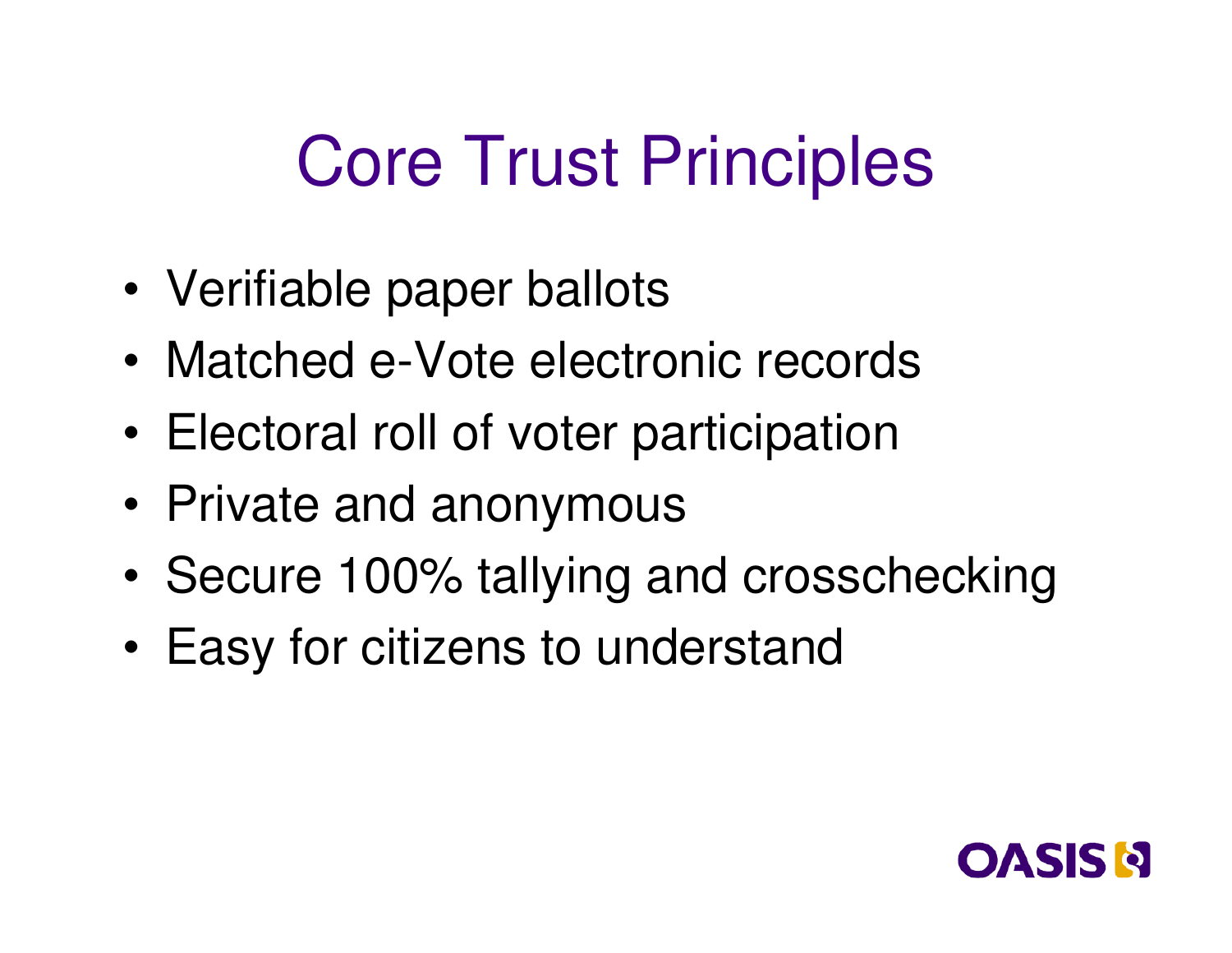# Core Trust Principles

- Verifiable paper ballots
- Matched e-Vote electronic records
- Electoral roll of voter participation
- Private and anonymous
- Secure 100% tallying and crosschecking
- Easy for citizens to understand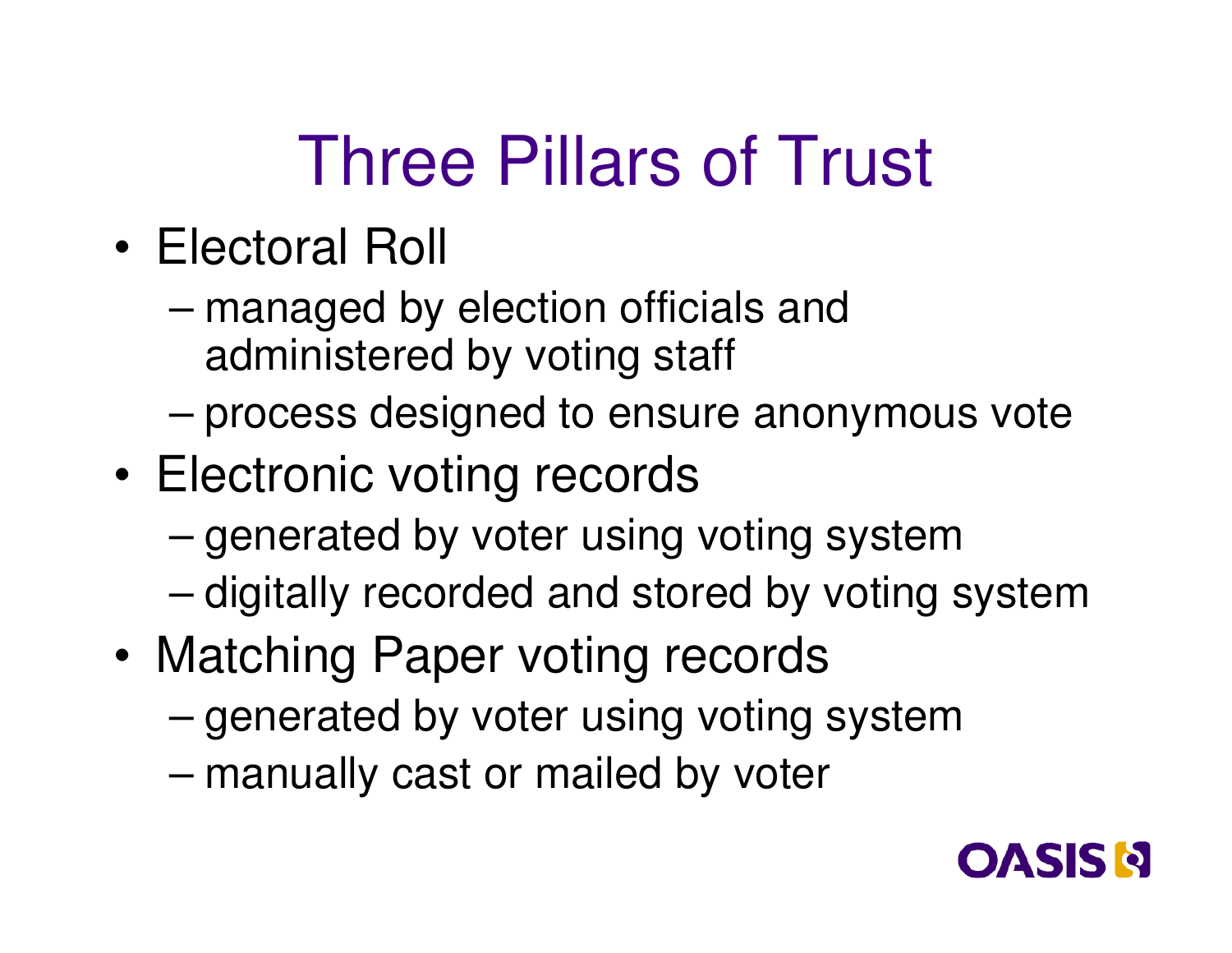# Three Pillars of Trust

- Electoral Roll
  - managed by election officials and administered by voting staff
  - process designed to ensure anonymous vote
- Electronic voting records
  - generated by voter using voting system
  - digitally recorded and stored by voting system
- Matching Paper voting records
  - generated by voter using voting system
  - manually cast or mailed by voter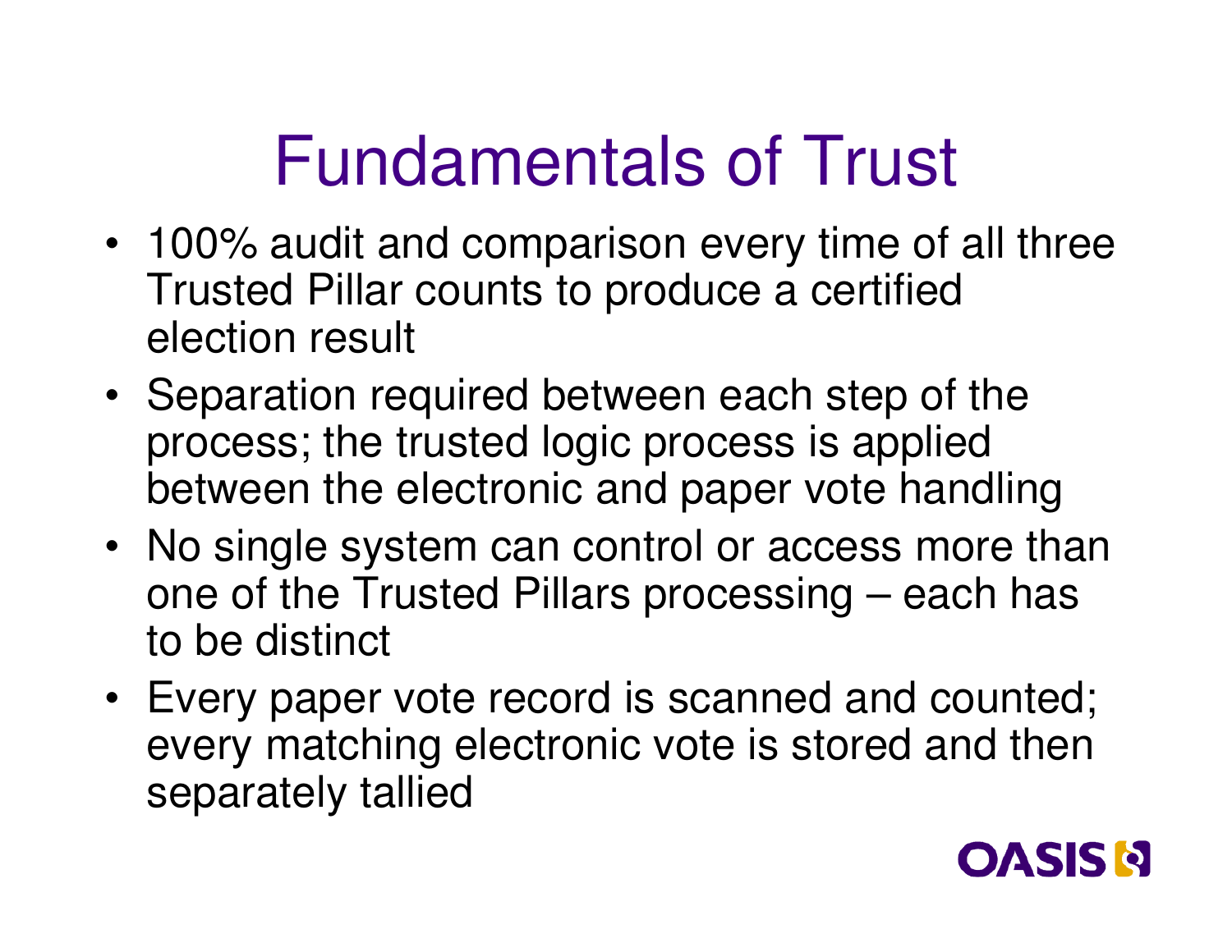# Fundamentals of Trust

- 100% audit and comparison every time of all three Trusted Pillar counts to produce a certified election result
- Separation required between each step of the process; the trusted logic process is applied between the electronic and paper vote handling
- No single system can control or access more than one of the Trusted Pillars processing – each has to be distinct
- Every paper vote record is scanned and counted; every matching electronic vote is stored and then separately tallied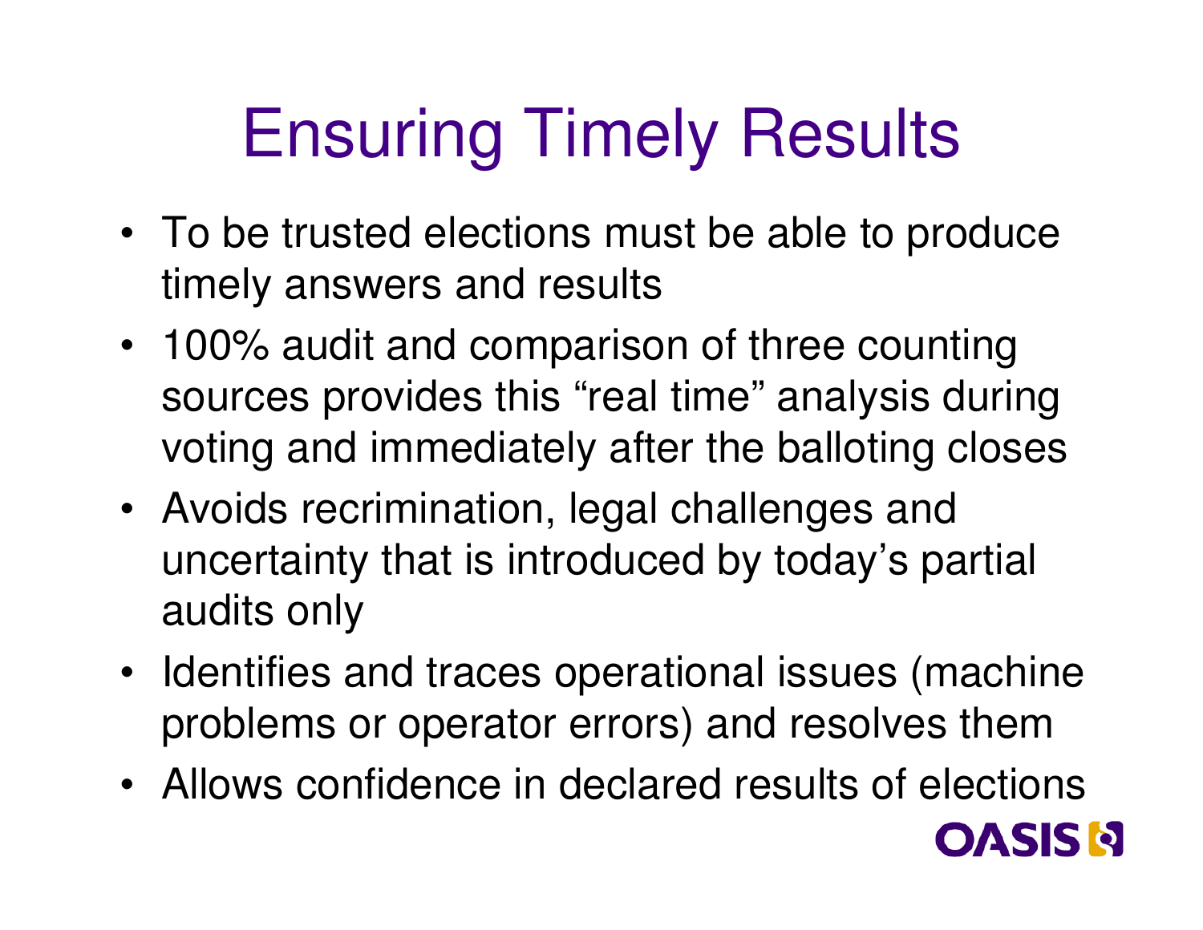# Ensuring Timely Results

- To be trusted elections must be able to produce timely answers and results
- 100% audit and comparison of three counting sources provides this “real time” analysis during voting and immediately after the balloting closes
- Avoids recrimination, legal challenges and uncertainty that is introduced by today’s partial audits only
- Identifies and traces operational issues (machine problems or operator errors) and resolves them
- Allows confidence in declared results of elections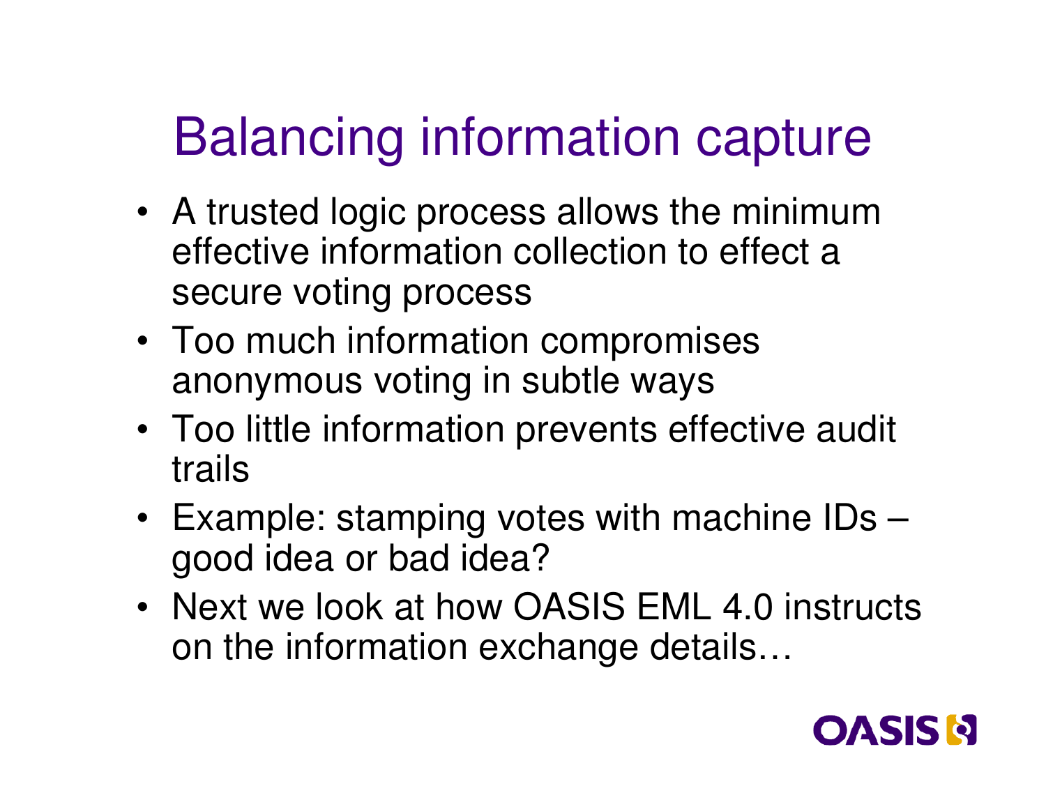# Balancing information capture

- A trusted logic process allows the minimum effective information collection to effect a secure voting process
- Too much information compromises anonymous voting in subtle ways
- Too little information prevents effective audit trails
- Example: stamping votes with machine IDs – good idea or bad idea?
- Next we look at how OASIS EML 4.0 instructs on the information exchange details…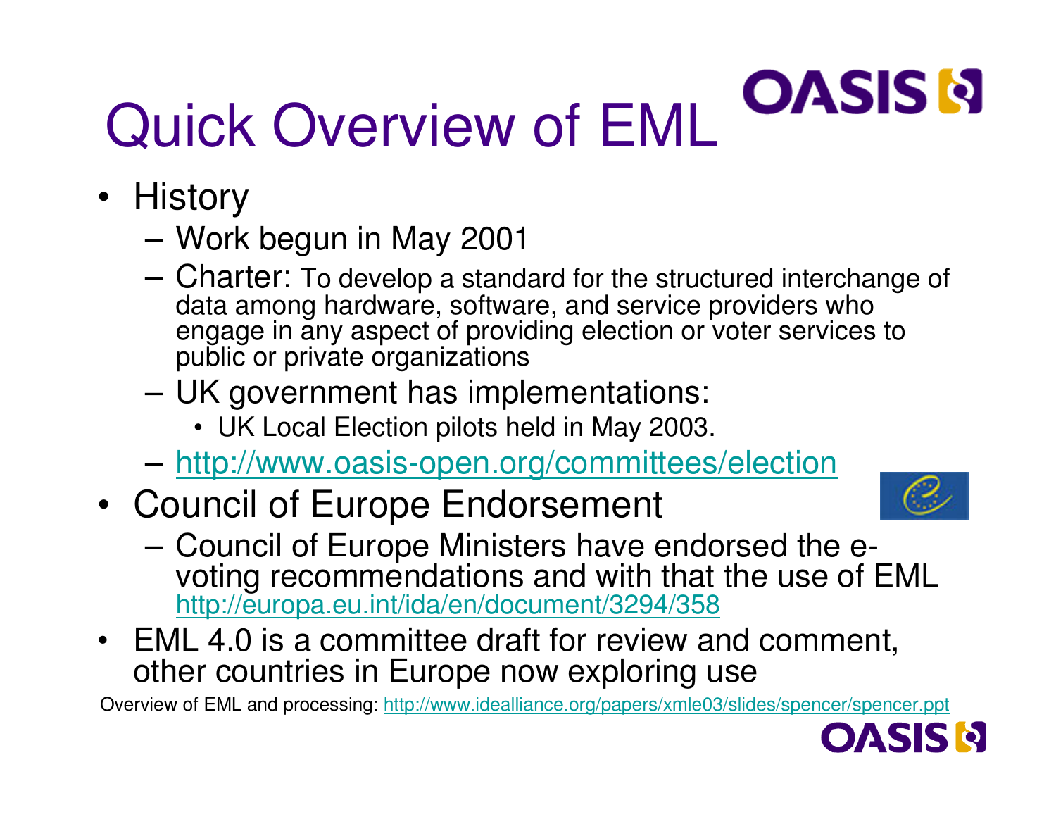# Quick Overview of EML

- History
  - Work begun in May 2001
  - Charter: To develop a standard for the structured interchange of data among hardware, software, and service providers who engage in any aspect of providing election or voter services to public or private organizations
  - UK government has implementations:
    - UK Local Election pilots held in May 2003.
  - http://www.oasis-open.org/committees/election
- Council of Europe Endorsement
  - Council of Europe Ministers have endorsed the e-voting recommendations and with that the use of EML http://europa.eu.int/ida/en/document/3294/358
- EML 4.0 is a committee draft for review and comment, other countries in Europe now exploring use

Overview of EML and processing: http://www.idealliance.org/papers/xmle03/slides/spencer/spencer.ppt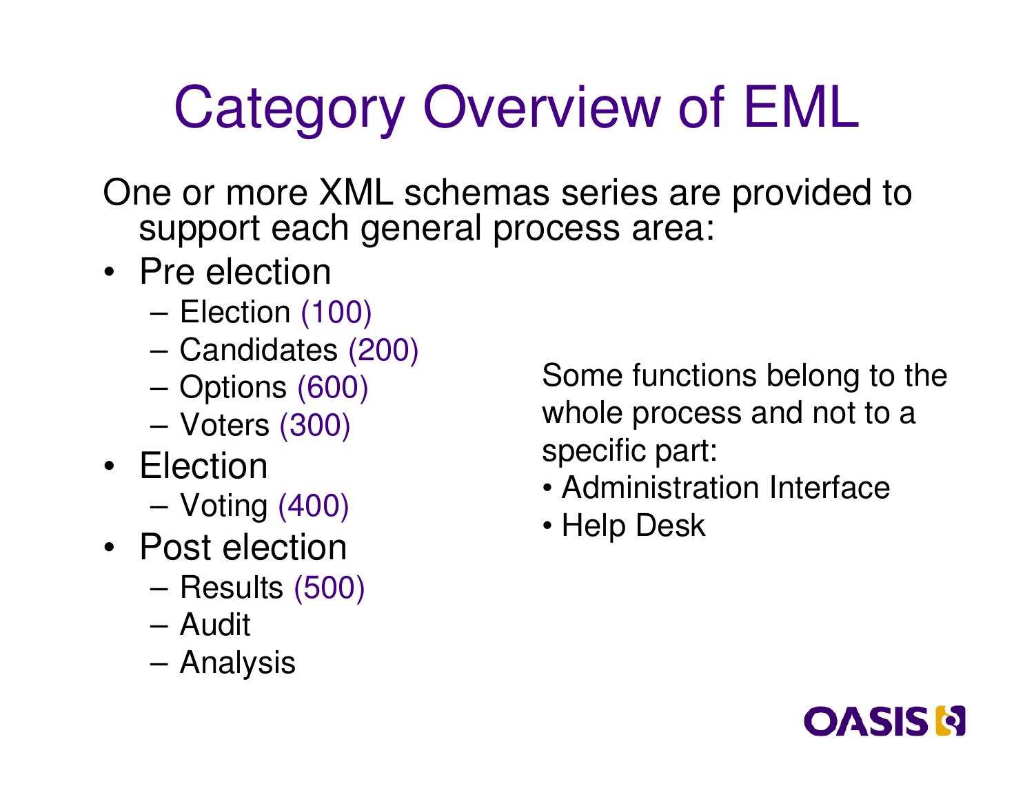# Category Overview of EML

One or more XML schemas series are provided to support each general process area:

- Pre election
  - Election (100)
  - Candidates (200)
  - Options (600)
  - Voters (300)
- Election
  - Voting (400)
- Post election
  - Results (500)
  - Audit
  - Analysis

Some functions belong to the whole process and not to a specific part:

- Administration Interface
- Help Desk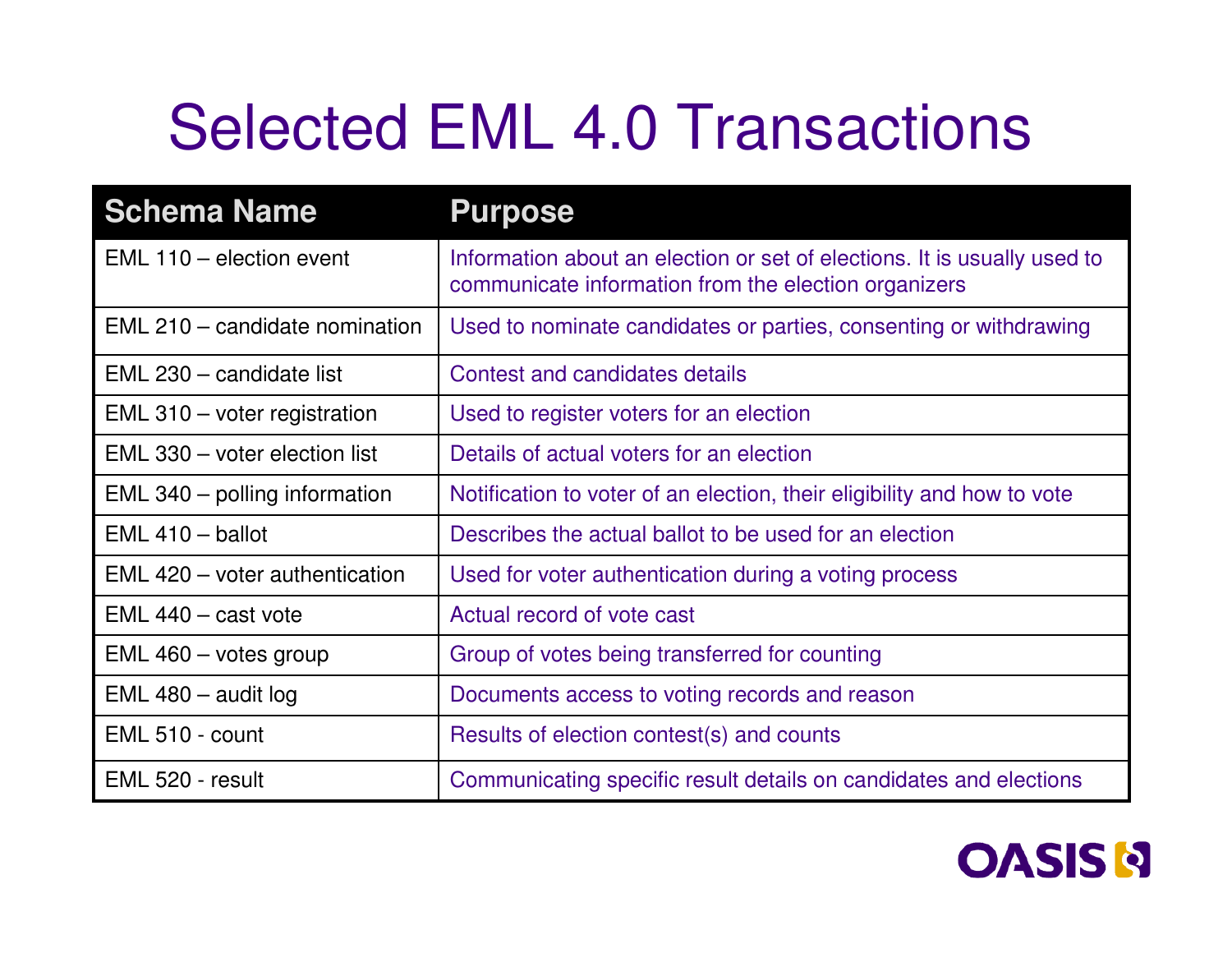# Selected EML 4.0 Transactions

| Schema Name | Purpose |
|---|---|
| EML 110 – election event | Information about an election or set of elections. It is usually used to communicate information from the election organizers |
| EML 210 – candidate nomination | Used to nominate candidates or parties, consenting or withdrawing |
| EML 230 – candidate list | Contest and candidates details |
| EML 310 – voter registration | Used to register voters for an election |
| EML 330 – voter election list | Details of actual voters for an election |
| EML 340 – polling information | Notification to voter of an election, their eligibility and how to vote |
| EML 410 – ballot | Describes the actual ballot to be used for an election |
| EML 420 – voter authentication | Used for voter authentication during a voting process |
| EML 440 – cast vote | Actual record of vote cast |
| EML 460 – votes group | Group of votes being transferred for counting |
| EML 480 – audit log | Documents access to voting records and reason |
| EML 510 - count | Results of election contest(s) and counts |
| EML 520 - result | Communicating specific result details on candidates and elections |

OASIS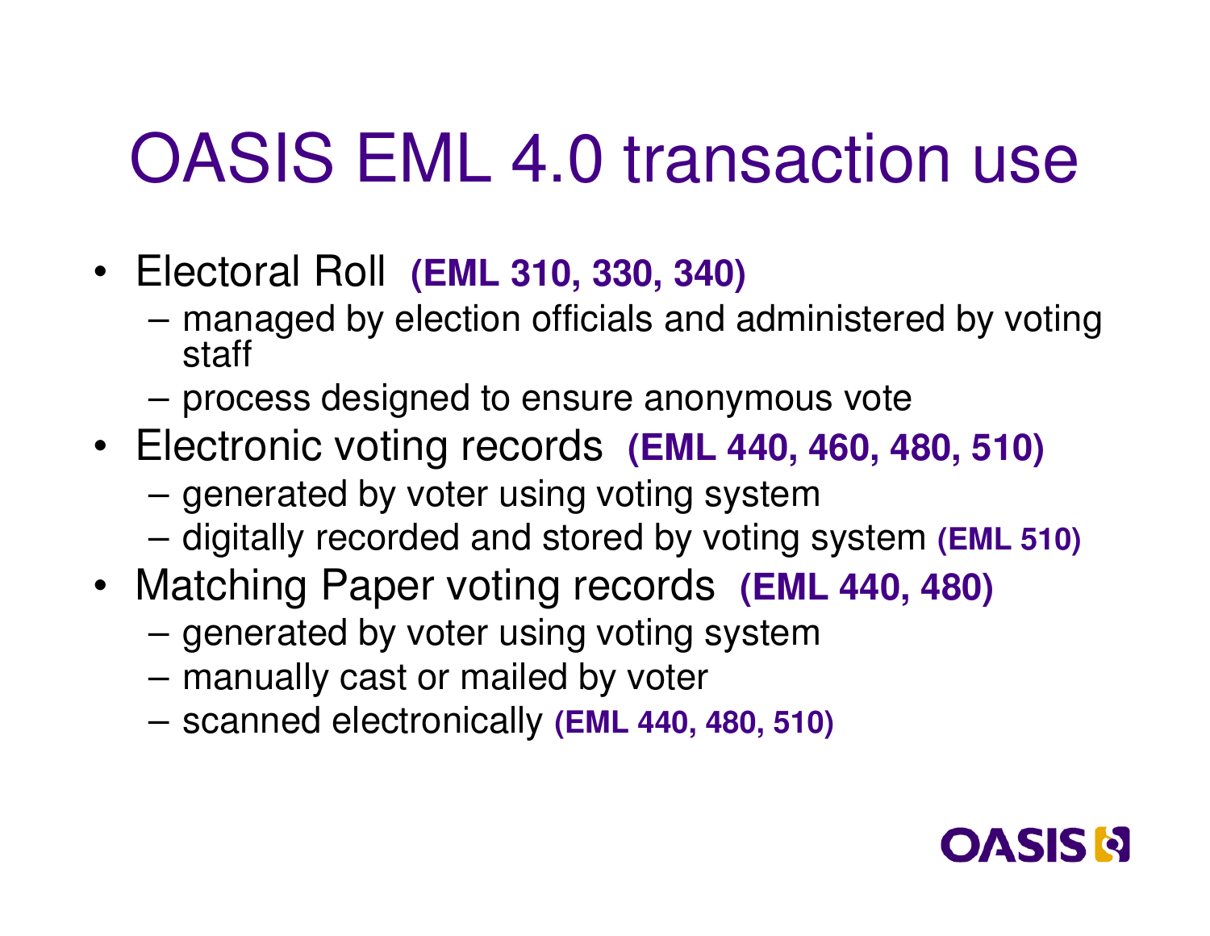# OASIS EML 4.0 transaction use

- Electoral Roll **(EML 310, 330, 340)**
  - managed by election officials and administered by voting staff
  - process designed to ensure anonymous vote
- Electronic voting records **(EML 440, 460, 480, 510)**
  - generated by voter using voting system
  - digitally recorded and stored by voting system **(EML 510)**
- Matching Paper voting records **(EML 440, 480)**
  - generated by voter using voting system
  - manually cast or mailed by voter
  - scanned electronically **(EML 440, 480, 510)**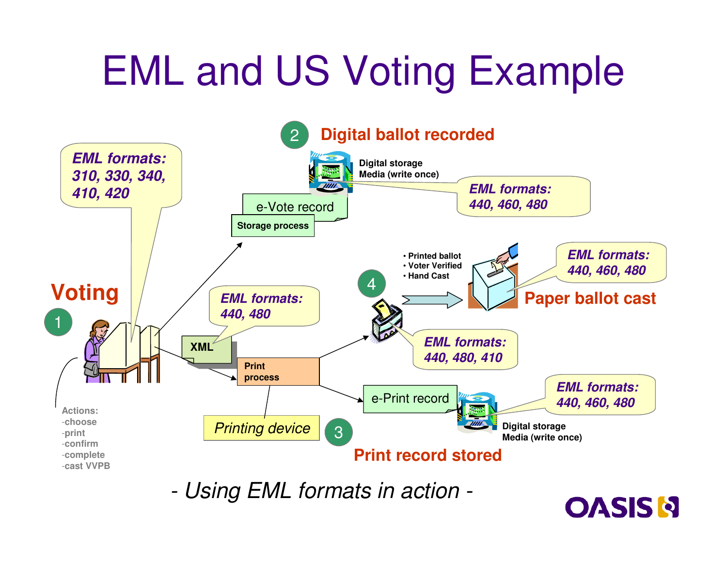# EML and US Voting Example

**1** **Voting**

*EML formats: 310, 330, 340, 410, 420*

Actions:
- -choose
- -print
- -confirm
- -complete
- -cast VVPB

**2** **Digital ballot recorded**

Digital storage Media (write once)

*EML formats: 440, 460, 480*

e-Vote record

Storage process

XML

*EML formats: 440, 480*

Print process

Printing device

**3** **Print record stored**

e-Print record

Digital storage Media (write once)

*EML formats: 440, 460, 480*

**4**

- Printed ballot
- Voter Verified
- Hand Cast

*EML formats: 440, 480, 410*

**Paper ballot cast**

*EML formats: 440, 460, 480*

*- Using EML formats in action -*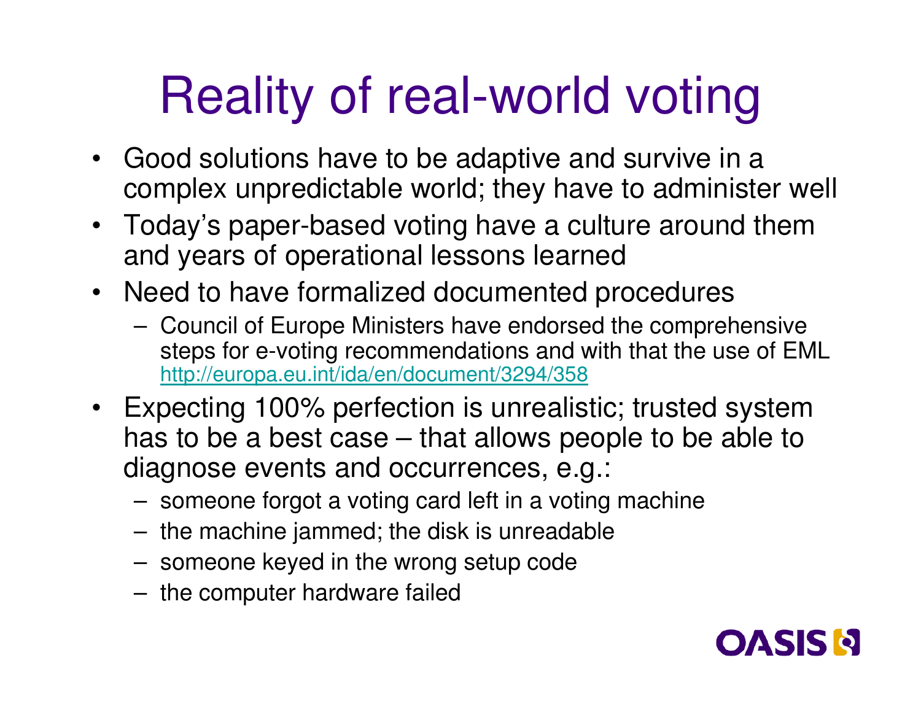# Reality of real-world voting

- Good solutions have to be adaptive and survive in a complex unpredictable world; they have to administer well
- Today's paper-based voting have a culture around them and years of operational lessons learned
- Need to have formalized documented procedures
  - Council of Europe Ministers have endorsed the comprehensive steps for e-voting recommendations and with that the use of EML http://europa.eu.int/ida/en/document/3294/358
- Expecting 100% perfection is unrealistic; trusted system has to be a best case – that allows people to be able to diagnose events and occurrences, e.g.:
  - someone forgot a voting card left in a voting machine
  - the machine jammed; the disk is unreadable
  - someone keyed in the wrong setup code
  - the computer hardware failed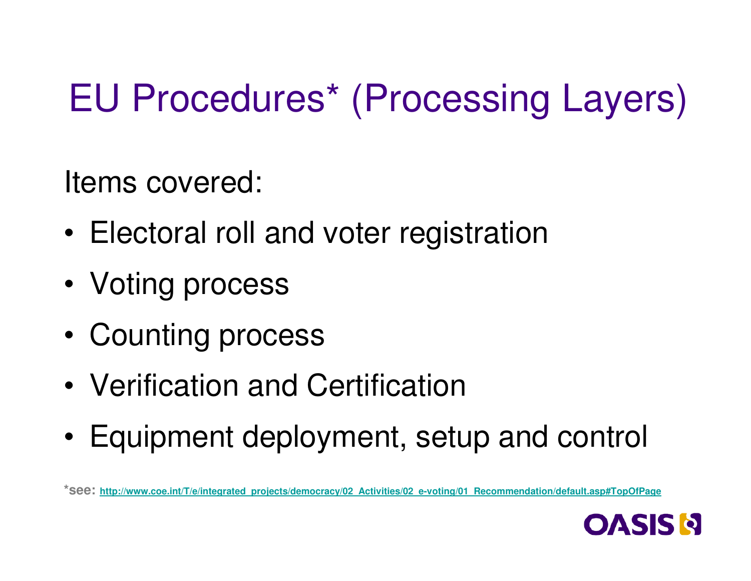# EU Procedures* (Processing Layers)

Items covered:

- Electoral roll and voter registration
- Voting process
- Counting process
- Verification and Certification
- Equipment deployment, setup and control

*see: http://www.coe.int/T/e/integrated_projects/democracy/02_Activities/02_e-voting/01_Recommendation/default.asp#TopOfPage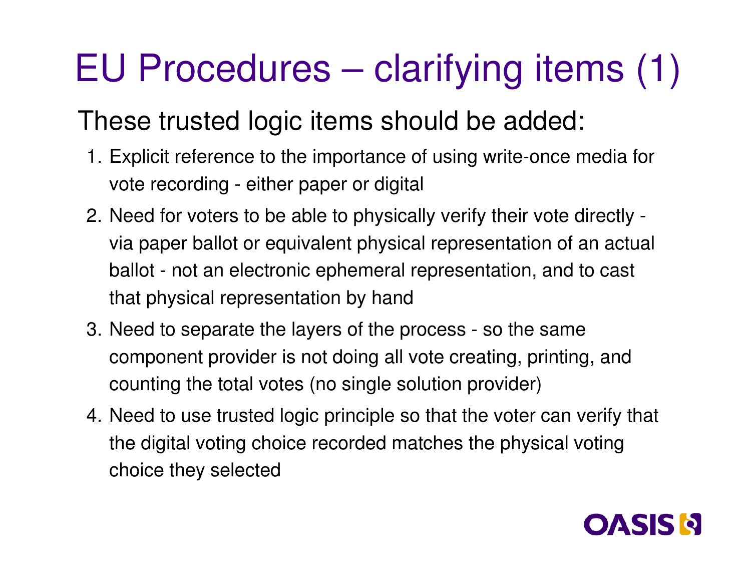# EU Procedures – clarifying items (1)

These trusted logic items should be added:

1. Explicit reference to the importance of using write-once media for vote recording - either paper or digital
2. Need for voters to be able to physically verify their vote directly - via paper ballot or equivalent physical representation of an actual ballot - not an electronic ephemeral representation, and to cast that physical representation by hand
3. Need to separate the layers of the process - so the same component provider is not doing all vote creating, printing, and counting the total votes (no single solution provider)
4. Need to use trusted logic principle so that the voter can verify that the digital voting choice recorded matches the physical voting choice they selected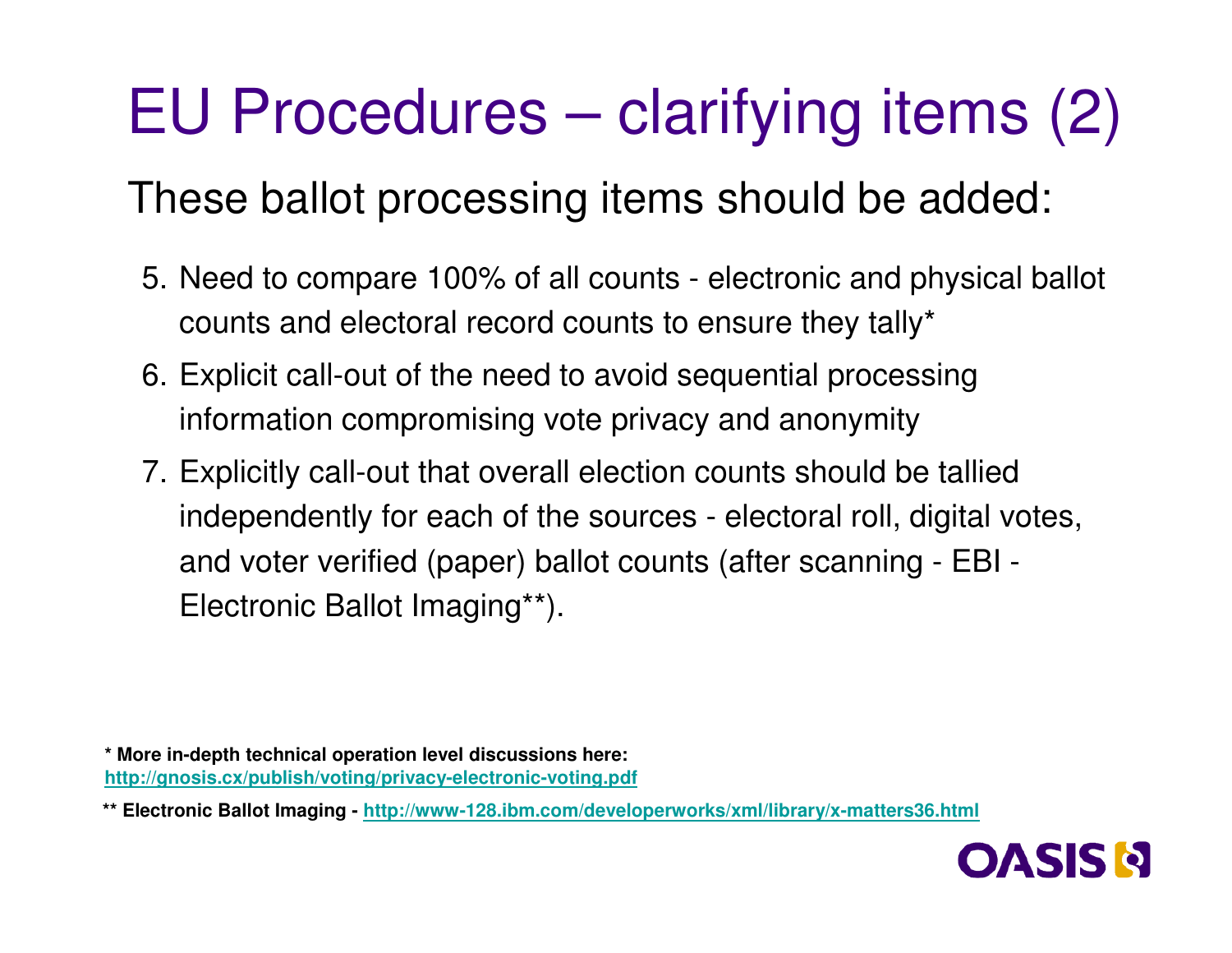# EU Procedures – clarifying items (2)

These ballot processing items should be added:

5. Need to compare 100% of all counts - electronic and physical ballot counts and electoral record counts to ensure they tally*
6. Explicit call-out of the need to avoid sequential processing information compromising vote privacy and anonymity
7. Explicitly call-out that overall election counts should be tallied independently for each of the sources - electoral roll, digital votes, and voter verified (paper) ballot counts (after scanning - EBI - Electronic Ballot Imaging**).

**\* More in-depth technical operation level discussions here:**
**http://gnosis.cx/publish/voting/privacy-electronic-voting.pdf**

**\*\* Electronic Ballot Imaging - http://www-128.ibm.com/developerworks/xml/library/x-matters36.html**

OASIS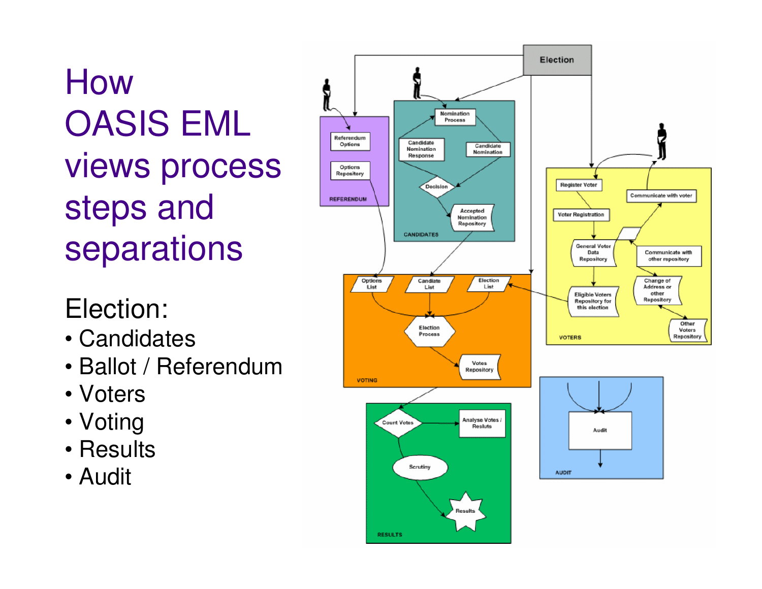# How OASIS EML views process steps and separations

Election:

- Candidates
- Ballot / Referendum
- Voters
- Voting
- Results
- Audit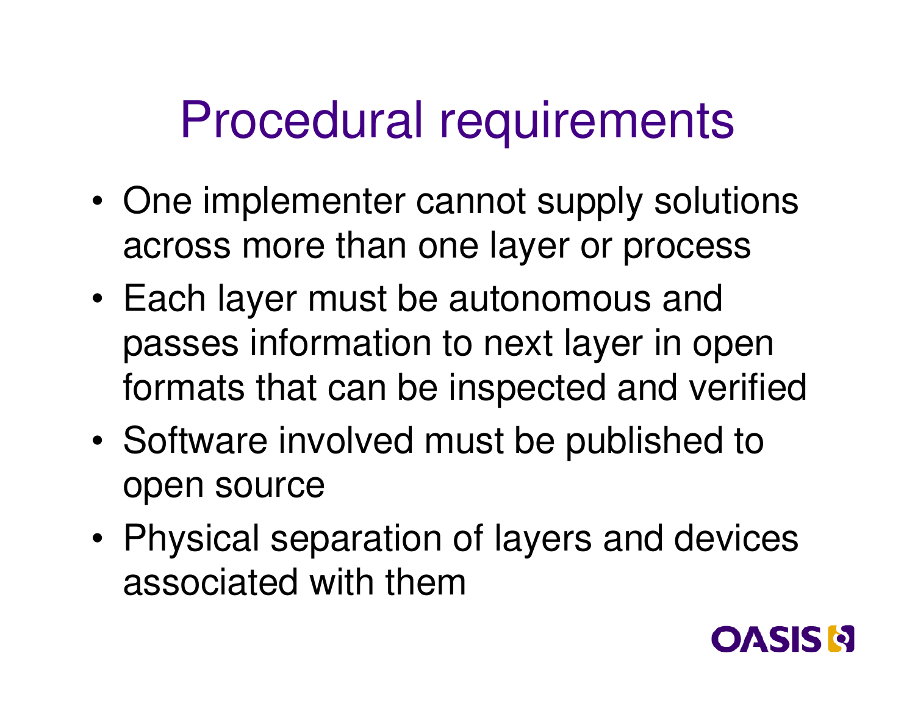# Procedural requirements

- One implementer cannot supply solutions across more than one layer or process
- Each layer must be autonomous and passes information to next layer in open formats that can be inspected and verified
- Software involved must be published to open source
- Physical separation of layers and devices associated with them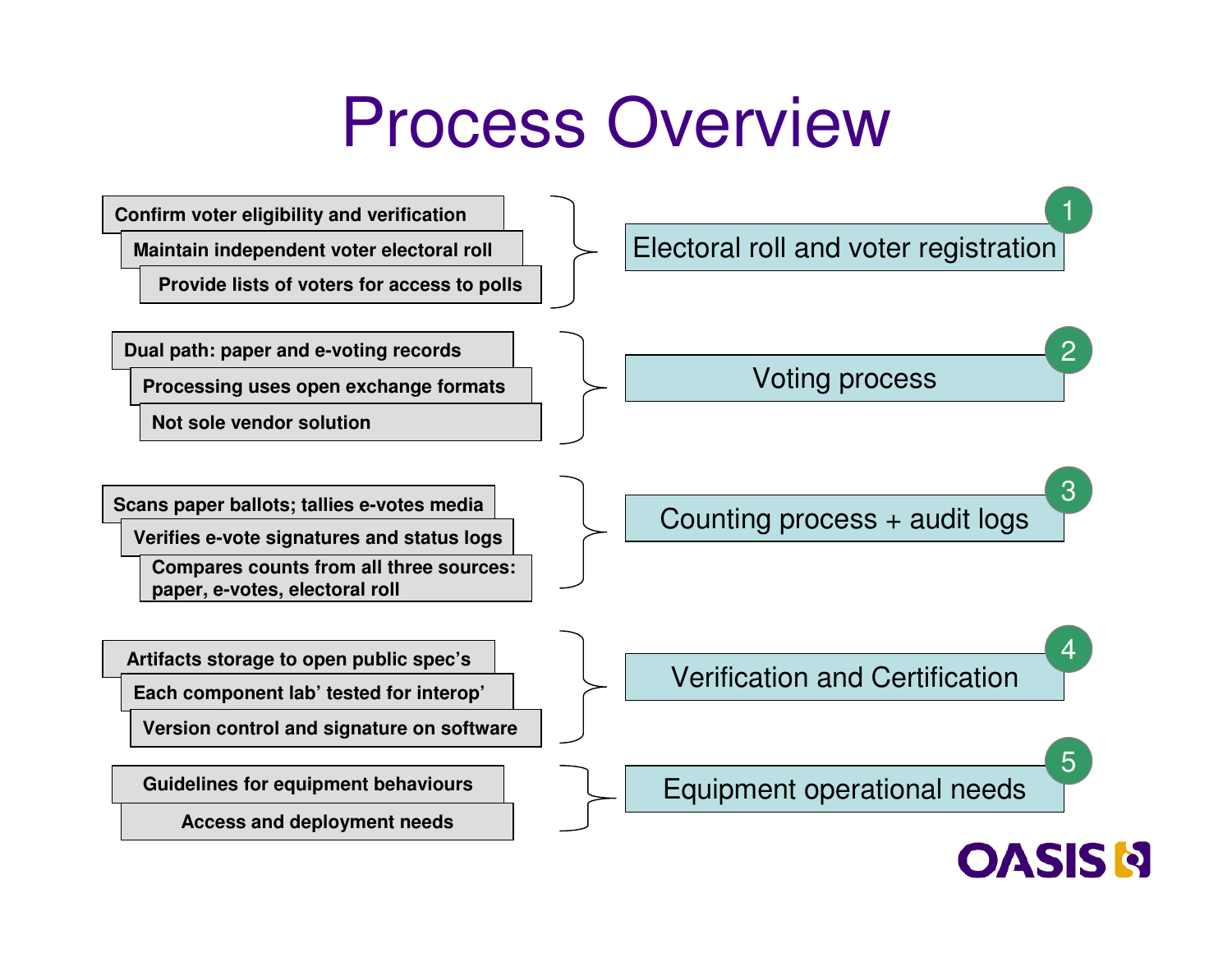# Process Overview

## 1. Electoral roll and voter registration

- Confirm voter eligibility and verification
- Maintain independent voter electoral roll
- Provide lists of voters for access to polls

## 2. Voting process

- Dual path: paper and e-voting records
- Processing uses open exchange formats
- Not sole vendor solution

## 3. Counting process + audit logs

- Scans paper ballots; tallies e-votes media
- Verifies e-vote signatures and status logs
- Compares counts from all three sources: paper, e-votes, electoral roll

## 4. Verification and Certification

- Artifacts storage to open public spec's
- Each component lab' tested for interop'
- Version control and signature on software

## 5. Equipment operational needs

- Guidelines for equipment behaviours
- Access and deployment needs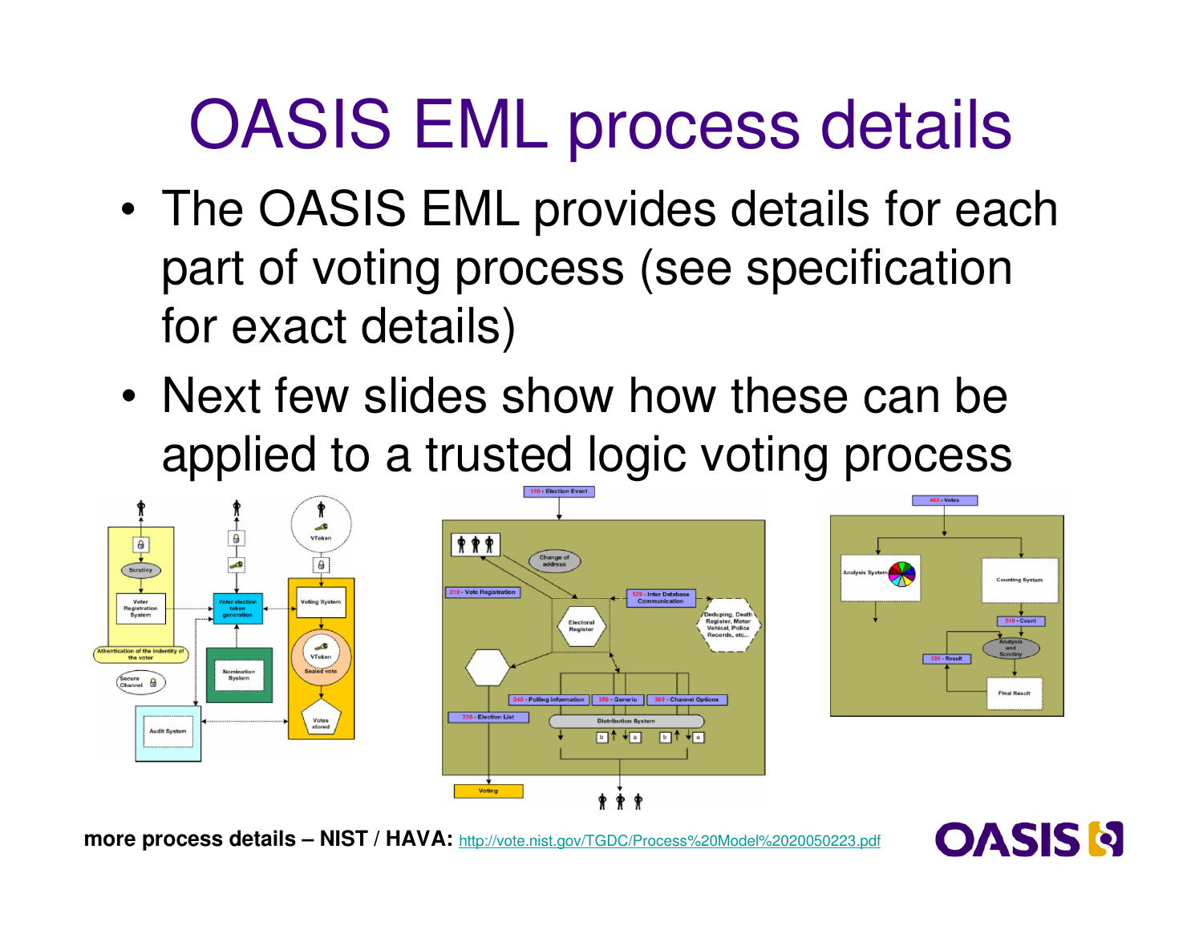# OASIS EML process details

- The OASIS EML provides details for each part of voting process (see specification for exact details)
- Next few slides show how these can be applied to a trusted logic voting process

**more process details – NIST / HAVA:** http://vote.nist.gov/TGDC/Process%20Model%2020050223.pdf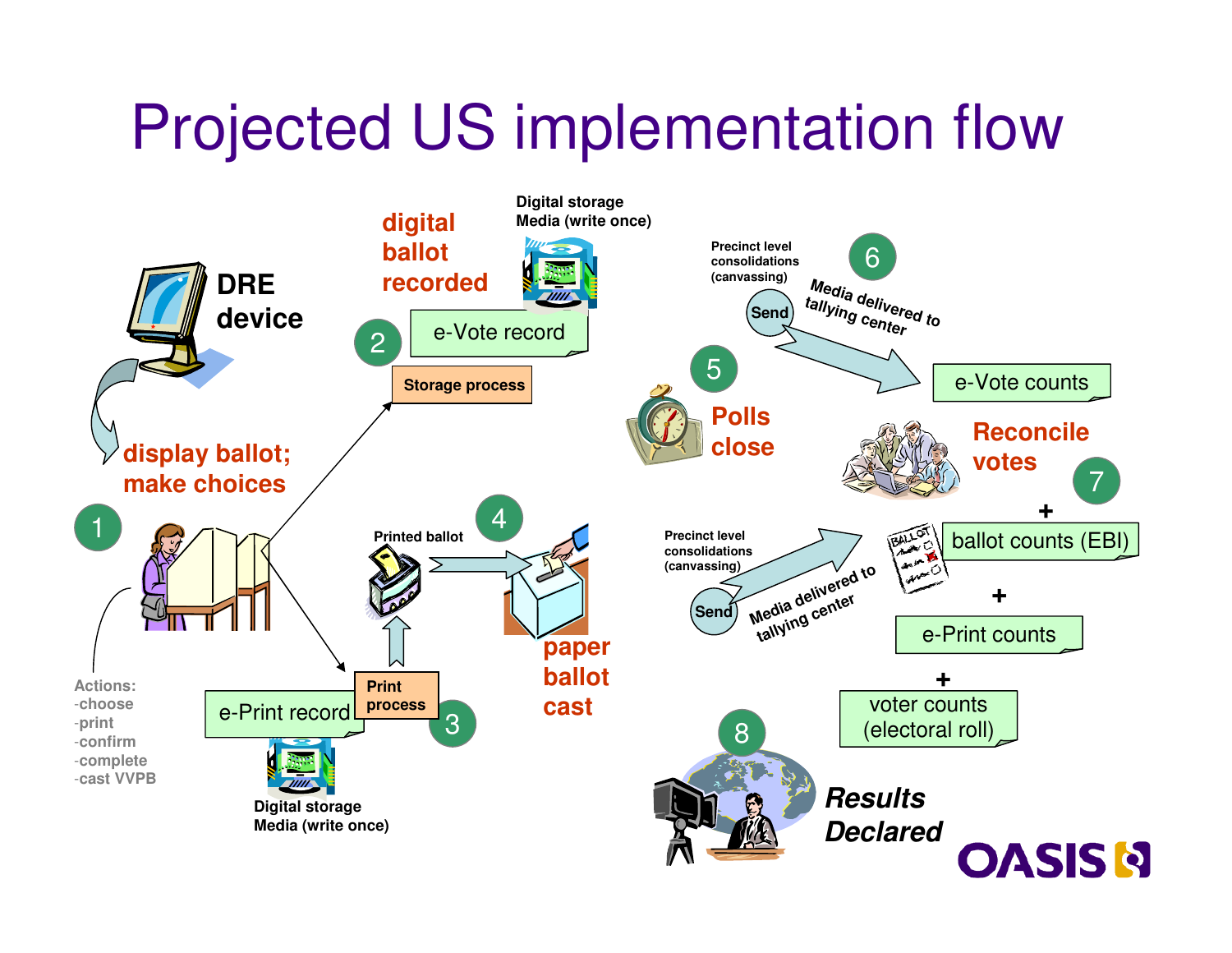# Projected US implementation flow

**DRE device**

1. **display ballot; make choices**

Actions:
- choose
- print
- confirm
- complete
- cast VVPB

2. **digital ballot recorded**

e-Vote record

Storage process

Digital storage Media (write once)

3. Print process

e-Print record

Digital storage Media (write once)

4. Printed ballot

**paper ballot cast**

5. **Polls close**

6. Precinct level consolidations (canvassing)

Send — Media delivered to tallying center

e-Vote counts

7. **Reconcile votes**

Precinct level consolidations (canvassing)

Send — Media delivered to tallying center

+ ballot counts (EBI)

+ e-Print counts

+ voter counts (electoral roll)

8. ***Results Declared***

OASIS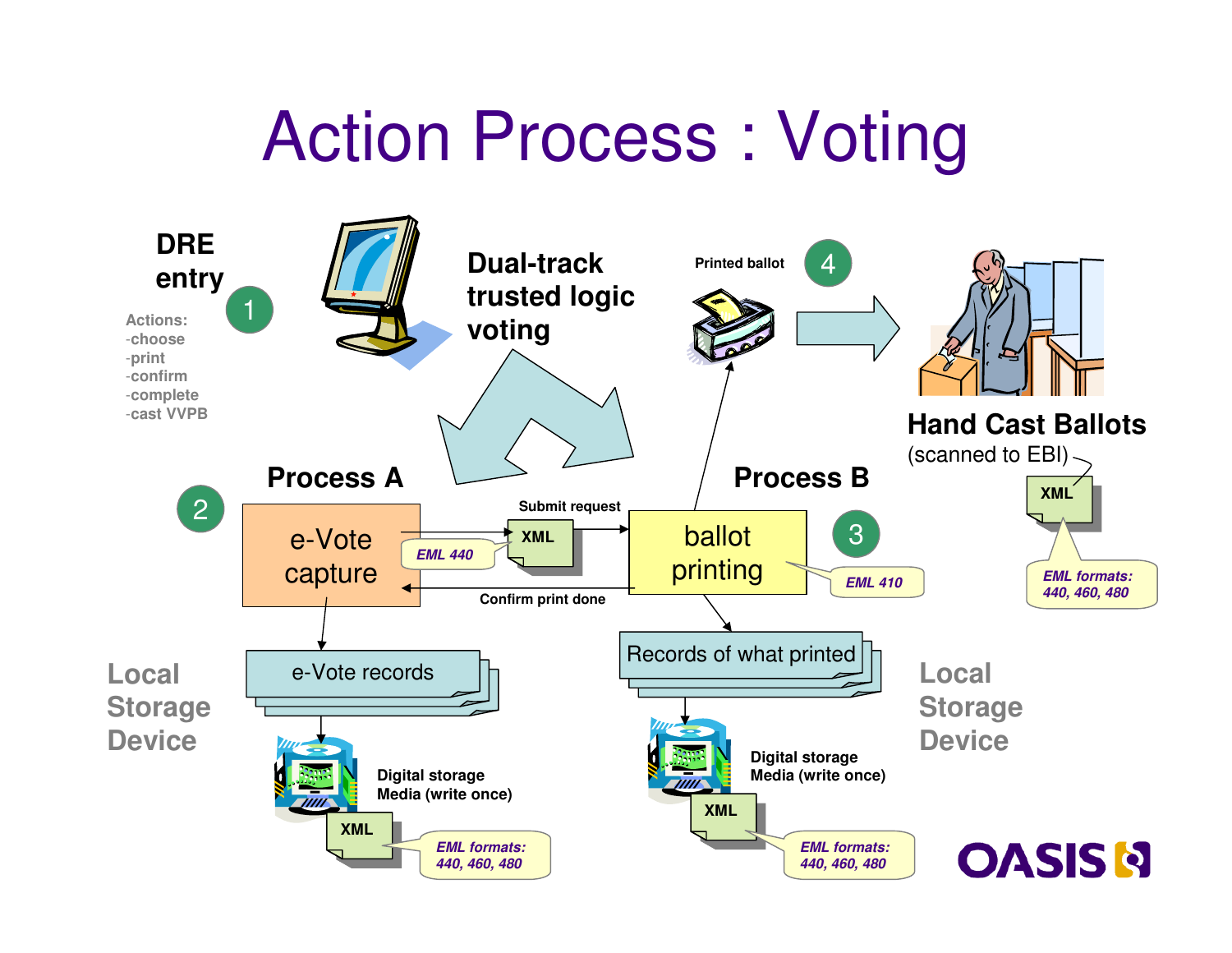# Action Process : Voting

**DRE entry** (1)

Actions:
- -choose
- -print
- -confirm
- -complete
- -cast VVPB

**Dual-track trusted logic voting**

Printed ballot (4)

**Hand Cast Ballots**
(scanned to EBI)

XML

*EML formats: 440, 460, 480*

**Process A** (2)

e-Vote capture

Submit request

XML

*EML 440*

Confirm print done

**Process B** (3)

ballot printing

*EML 410*

e-Vote records

Records of what printed

Local Storage Device

Digital storage Media (write once)

XML

*EML formats: 440, 460, 480*

Local Storage Device

Digital storage Media (write once)

XML

*EML formats: 440, 460, 480*

OASIS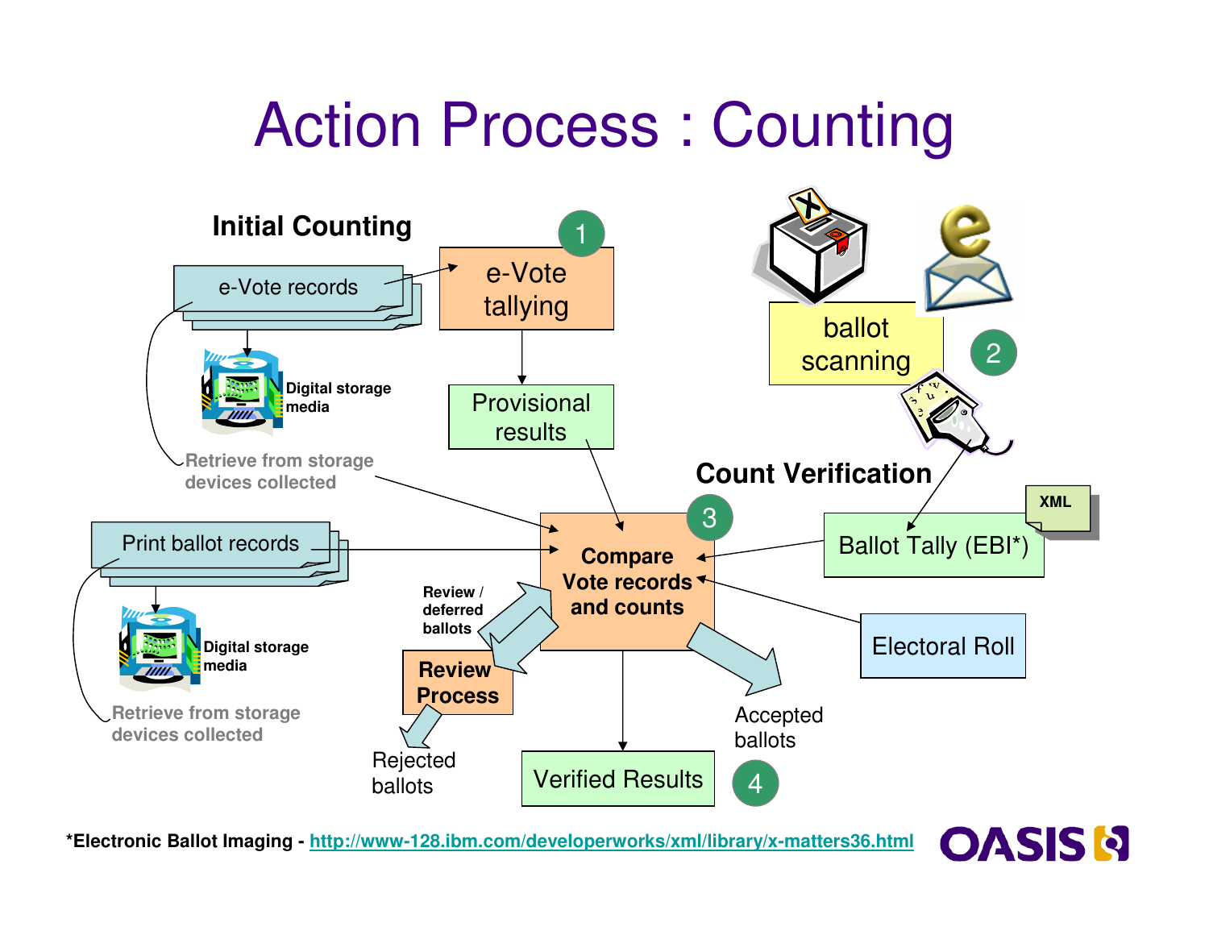# Action Process : Counting

## Initial Counting

e-Vote records

Digital storage media

Retrieve from storage devices collected

1 e-Vote tallying

Provisional results

Print ballot records

Digital storage media

Retrieve from storage devices collected

ballot scanning

2

## Count Verification

3 **Compare Vote records and counts**

Ballot Tally (EBI*)

XML

Electoral Roll

**Review / deferred ballots**

**Review Process**

Rejected ballots

Verified Results

Accepted ballots

4

***Electronic Ballot Imaging - http://www-128.ibm.com/developerworks/xml/library/x-matters36.html**

OASIS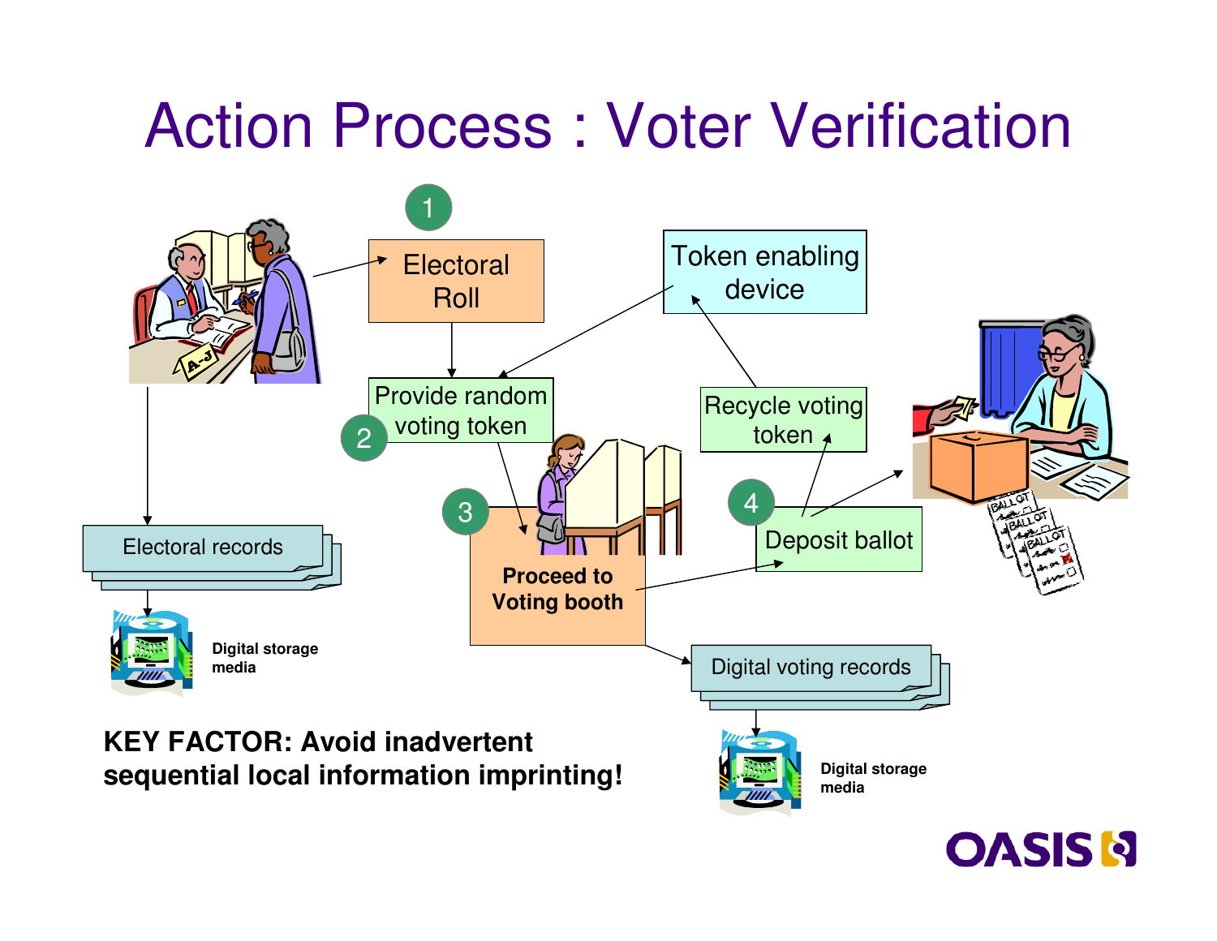# Action Process : Voter Verification

1 Electoral Roll

2 Provide random voting token

3 Proceed to Voting booth

4 Deposit ballot

Token enabling device

Recycle voting token

Electoral records

Digital storage media

Digital voting records

Digital storage media

**KEY FACTOR: Avoid inadvertent sequential local information imprinting!**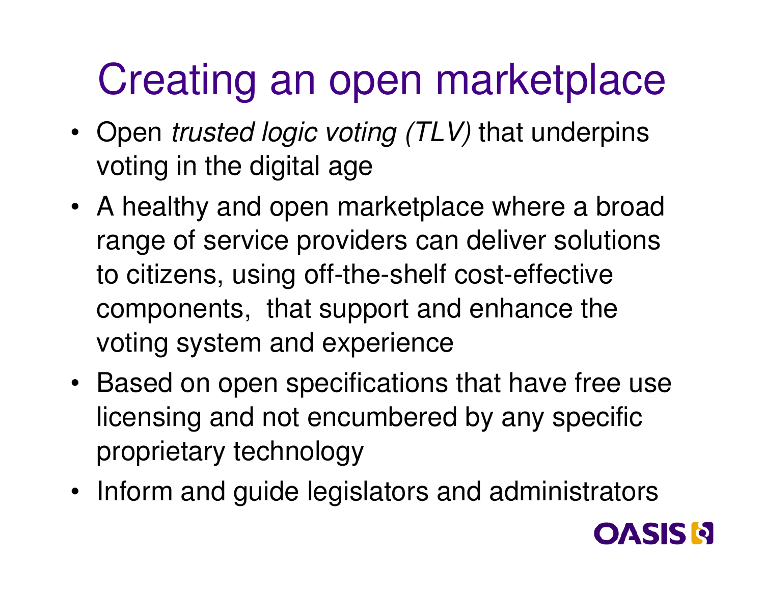# Creating an open marketplace

- Open *trusted logic voting (TLV)* that underpins voting in the digital age
- A healthy and open marketplace where a broad range of service providers can deliver solutions to citizens, using off-the-shelf cost-effective components, that support and enhance the voting system and experience
- Based on open specifications that have free use licensing and not encumbered by any specific proprietary technology
- Inform and guide legislators and administrators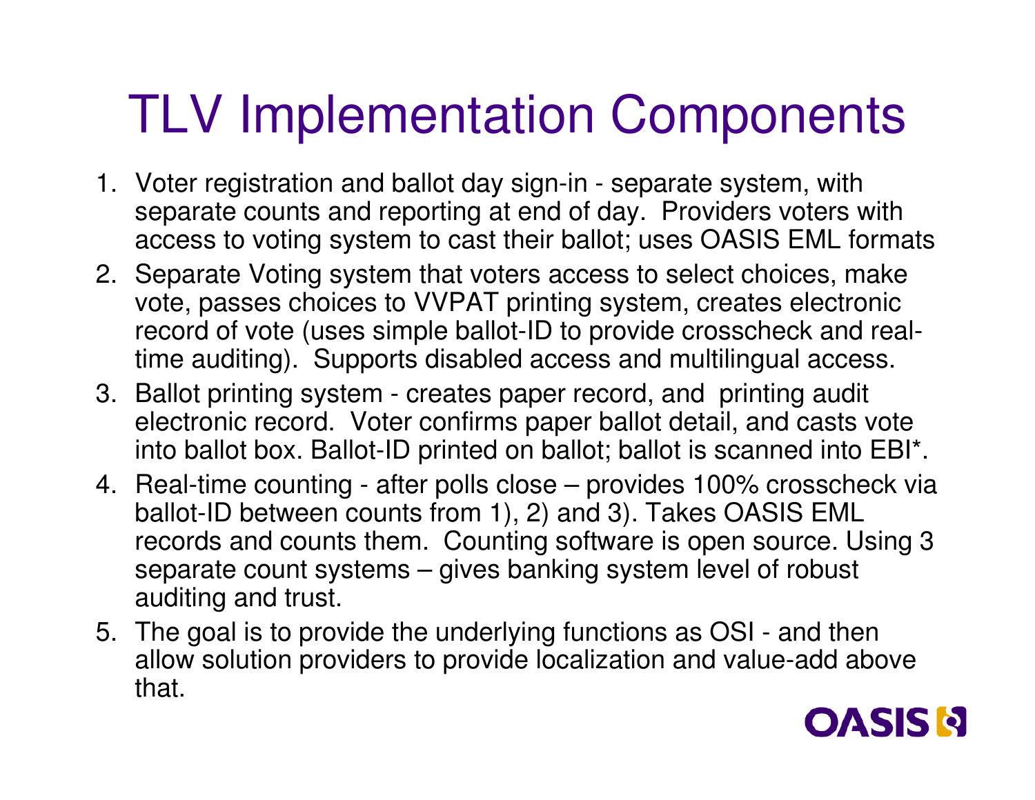# TLV Implementation Components

1. Voter registration and ballot day sign-in - separate system, with separate counts and reporting at end of day. Providers voters with access to voting system to cast their ballot; uses OASIS EML formats
2. Separate Voting system that voters access to select choices, make vote, passes choices to VVPAT printing system, creates electronic record of vote (uses simple ballot-ID to provide crosscheck and real-time auditing). Supports disabled access and multilingual access.
3. Ballot printing system - creates paper record, and printing audit electronic record. Voter confirms paper ballot detail, and casts vote into ballot box. Ballot-ID printed on ballot; ballot is scanned into EBI*.
4. Real-time counting - after polls close – provides 100% crosscheck via ballot-ID between counts from 1), 2) and 3). Takes OASIS EML records and counts them. Counting software is open source. Using 3 separate count systems – gives banking system level of robust auditing and trust.
5. The goal is to provide the underlying functions as OSI - and then allow solution providers to provide localization and value-add above that.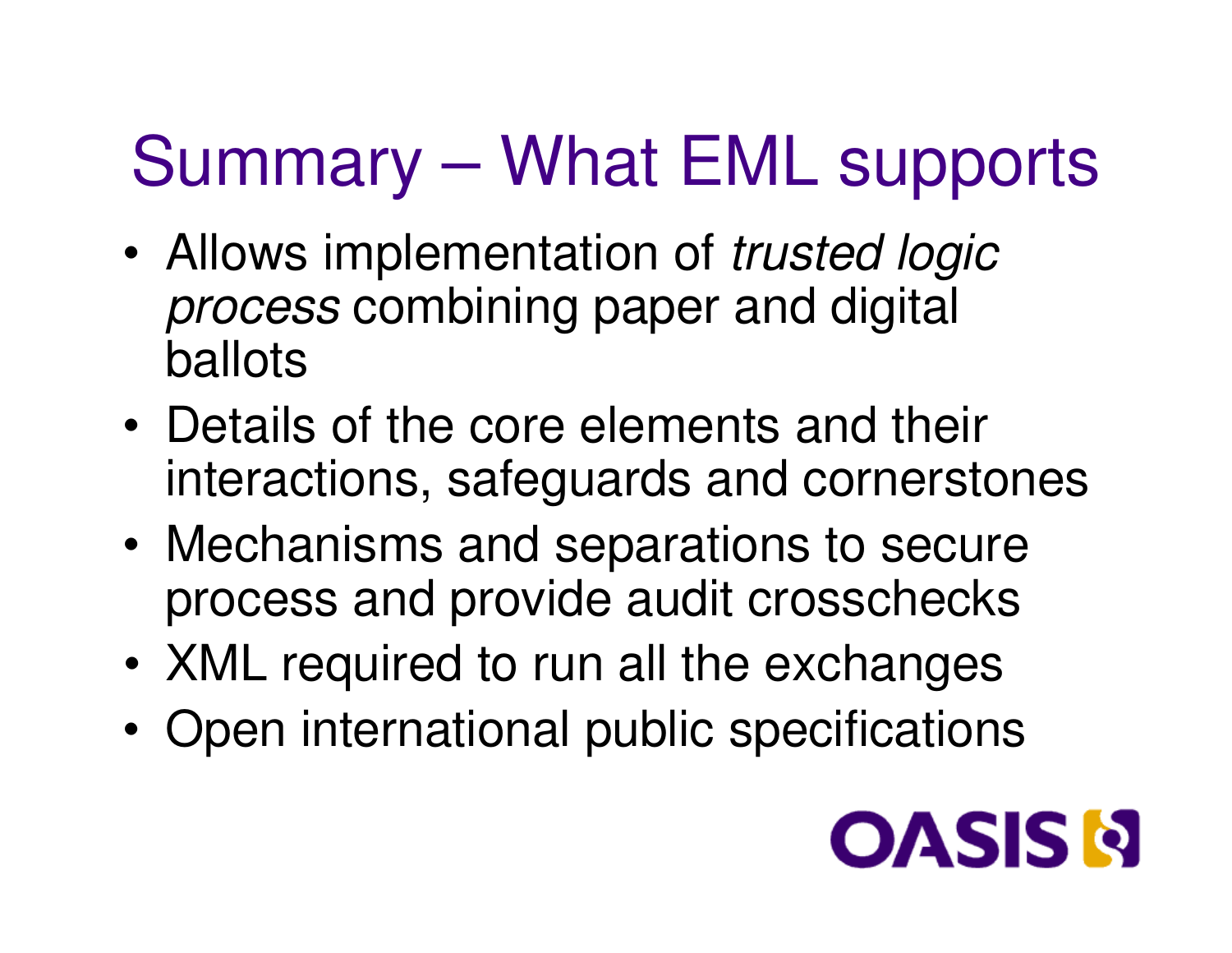# Summary – What EML supports

- Allows implementation of *trusted logic process* combining paper and digital ballots
- Details of the core elements and their interactions, safeguards and cornerstones
- Mechanisms and separations to secure process and provide audit crosschecks
- XML required to run all the exchanges
- Open international public specifications

OASIS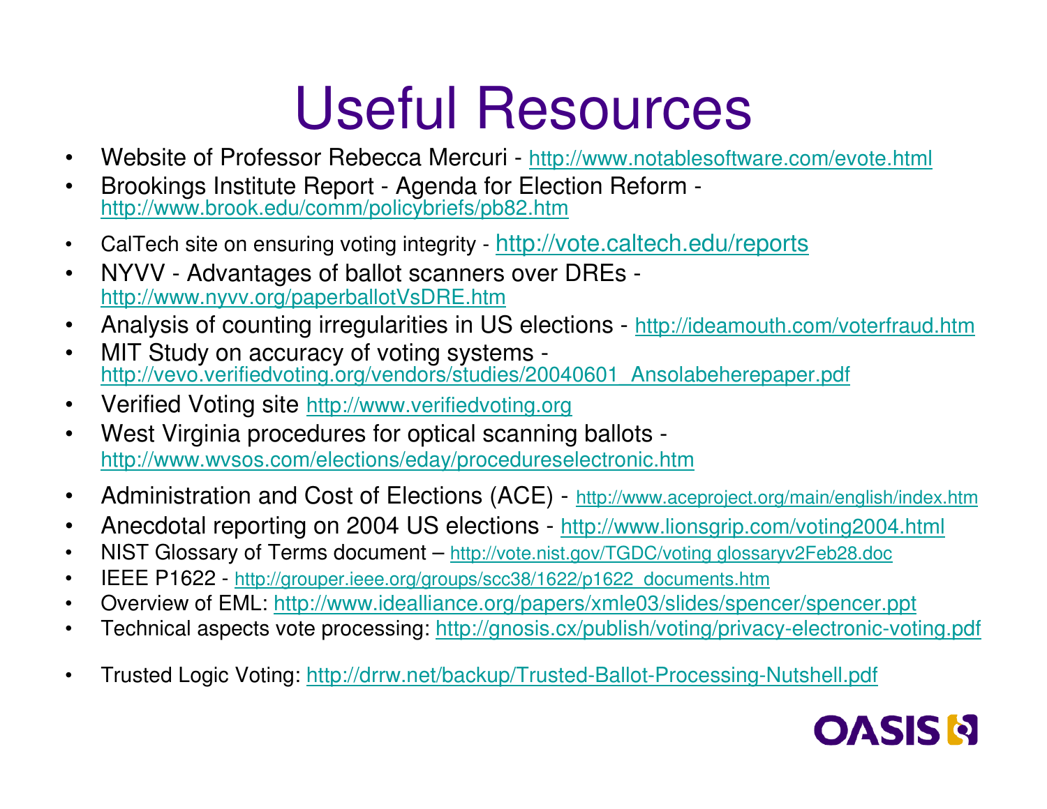# Useful Resources

- Website of Professor Rebecca Mercuri - http://www.notablesoftware.com/evote.html
- Brookings Institute Report - Agenda for Election Reform - http://www.brook.edu/comm/policybriefs/pb82.htm
- CalTech site on ensuring voting integrity - http://vote.caltech.edu/reports
- NYVV - Advantages of ballot scanners over DREs - http://www.nyvv.org/paperballotVsDRE.htm
- Analysis of counting irregularities in US elections - http://ideamouth.com/voterfraud.htm
- MIT Study on accuracy of voting systems - http://vevo.verifiedvoting.org/vendors/studies/20040601_Ansolabeherepaper.pdf
- Verified Voting site http://www.verifiedvoting.org
- West Virginia procedures for optical scanning ballots - http://www.wvsos.com/elections/eday/procedureselectronic.htm
- Administration and Cost of Elections (ACE) - http://www.aceproject.org/main/english/index.htm
- Anecdotal reporting on 2004 US elections - http://www.lionsgrip.com/voting2004.html
- NIST Glossary of Terms document – http://vote.nist.gov/TGDC/voting glossaryv2Feb28.doc
- IEEE P1622 - http://grouper.ieee.org/groups/scc38/1622/p1622_documents.htm
- Overview of EML: http://www.idealliance.org/papers/xmle03/slides/spencer/spencer.ppt
- Technical aspects vote processing: http://gnosis.cx/publish/voting/privacy-electronic-voting.pdf
- Trusted Logic Voting: http://drrw.net/backup/Trusted-Ballot-Processing-Nutshell.pdf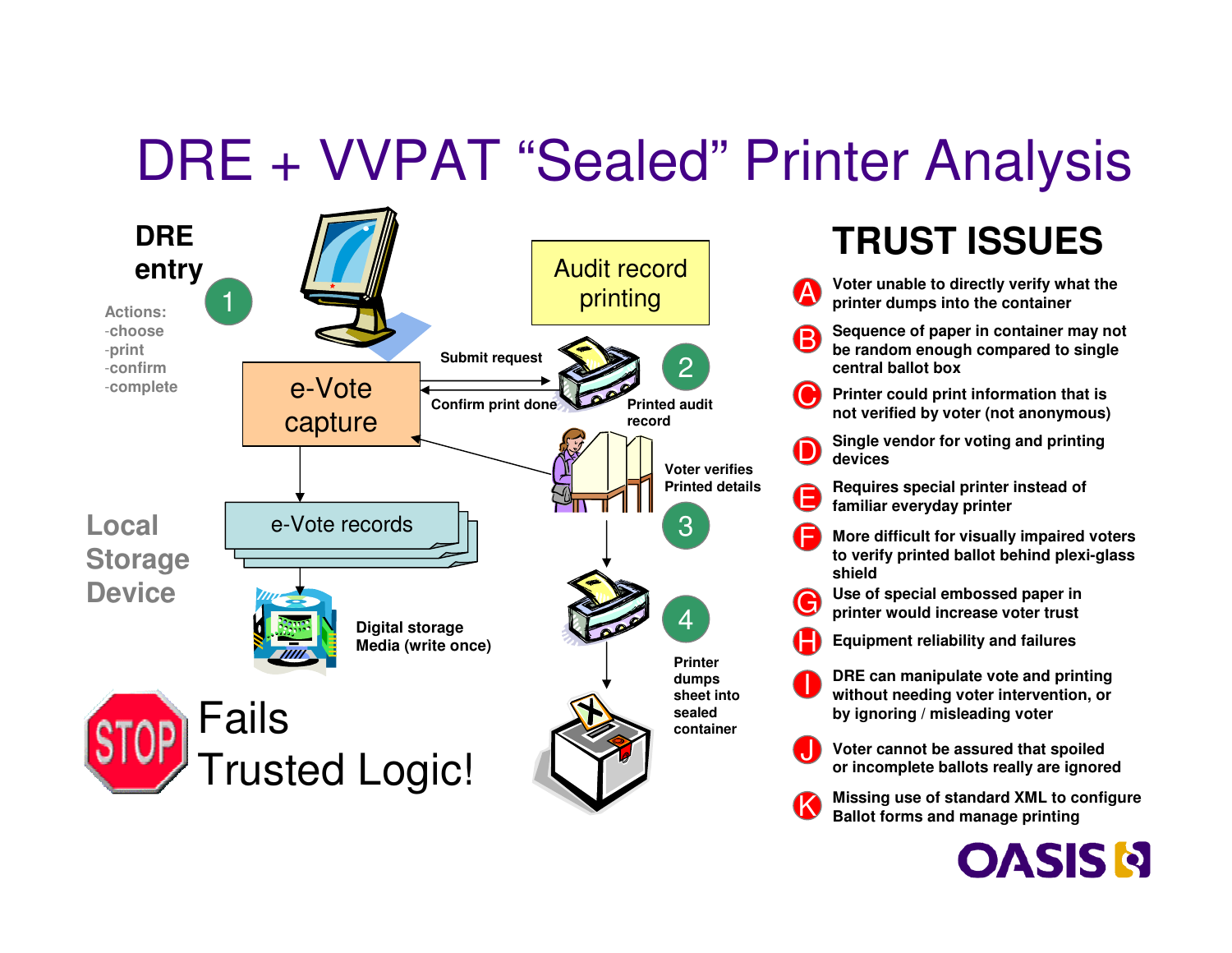# DRE + VVPAT "Sealed" Printer Analysis

**DRE entry**

1

Actions:
-choose
-print
-confirm
-complete

e-Vote capture

Audit record printing

Submit request

Confirm print done

2

Printed audit record

Voter verifies Printed details

3

Local Storage Device

e-Vote records

Digital storage Media (write once)

4

Printer dumps sheet into sealed container

STOP Fails Trusted Logic!

## TRUST ISSUES

- **A** Voter unable to directly verify what the printer dumps into the container
- **B** Sequence of paper in container may not be random enough compared to single central ballot box
- **C** Printer could print information that is not verified by voter (not anonymous)
- **D** Single vendor for voting and printing devices
- **E** Requires special printer instead of familiar everyday printer
- **F** More difficult for visually impaired voters to verify printed ballot behind plexi-glass shield
- **G** Use of special embossed paper in printer would increase voter trust
- **H** Equipment reliability and failures
- **I** DRE can manipulate vote and printing without needing voter intervention, or by ignoring / misleading voter
- **J** Voter cannot be assured that spoiled or incomplete ballots really are ignored
- **K** Missing use of standard XML to configure Ballot forms and manage printing

OASIS